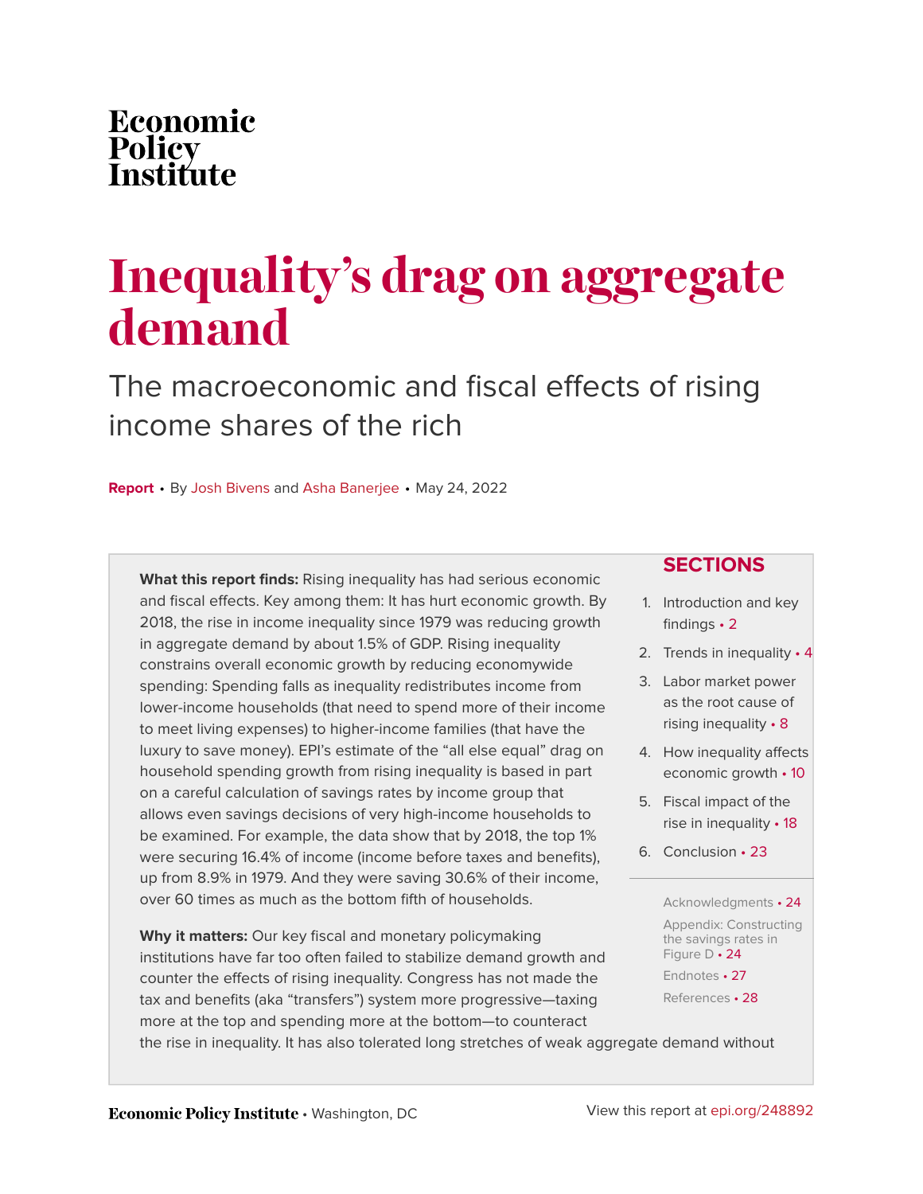Economic Policy Institute

# Inequality's drag on aggregate demand

## The macroeconomic and fiscal effects of rising income shares of the rich

**Report** • By Josh Bivens and Asha Banerjee • May 24, 2022

**What this report finds:** Rising inequality has had serious economic and fiscal effects. Key among them: It has hurt economic growth. By 2018, the rise in income inequality since 1979 was reducing growth in aggregate demand by about 1.5% of GDP. Rising inequality constrains overall economic growth by reducing economywide spending: Spending falls as inequality redistributes income from lower-income households (that need to spend more of their income to meet living expenses) to higher-income families (that have the luxury to save money). EPI's estimate of the "all else equal" drag on household spending growth from rising inequality is based in part on a careful calculation of savings rates by income group that allows even savings decisions of very high-income households to be examined. For example, the data show that by 2018, the top 1% were securing 16.4% of income (income before taxes and benefits), up from 8.9% in 1979. And they were saving 30.6% of their income, over 60 times as much as the bottom fifth of households.

**Why it matters:** Our key fiscal and monetary policymaking institutions have far too often failed to stabilize demand growth and counter the effects of rising inequality. Congress has not made the tax and benefits (aka "transfers") system more progressive—taxing more at the top and spending more at the bottom—to counteract the rise in inequality. It has also tolerated long stretches of weak aggregate demand without

**SECTIONS**

1. Introduction and key findings • 2
2. Trends in inequality • 4
3. Labor market power as the root cause of rising inequality • 8
4. How inequality affects economic growth • 10
5. Fiscal impact of the rise in inequality • 18
6. Conclusion • 23

Acknowledgments • 24

Appendix: Constructing the savings rates in Figure D • 24

Endnotes • 27

References • 28

**Economic Policy Institute** • Washington, DC

View this report at epi.org/248892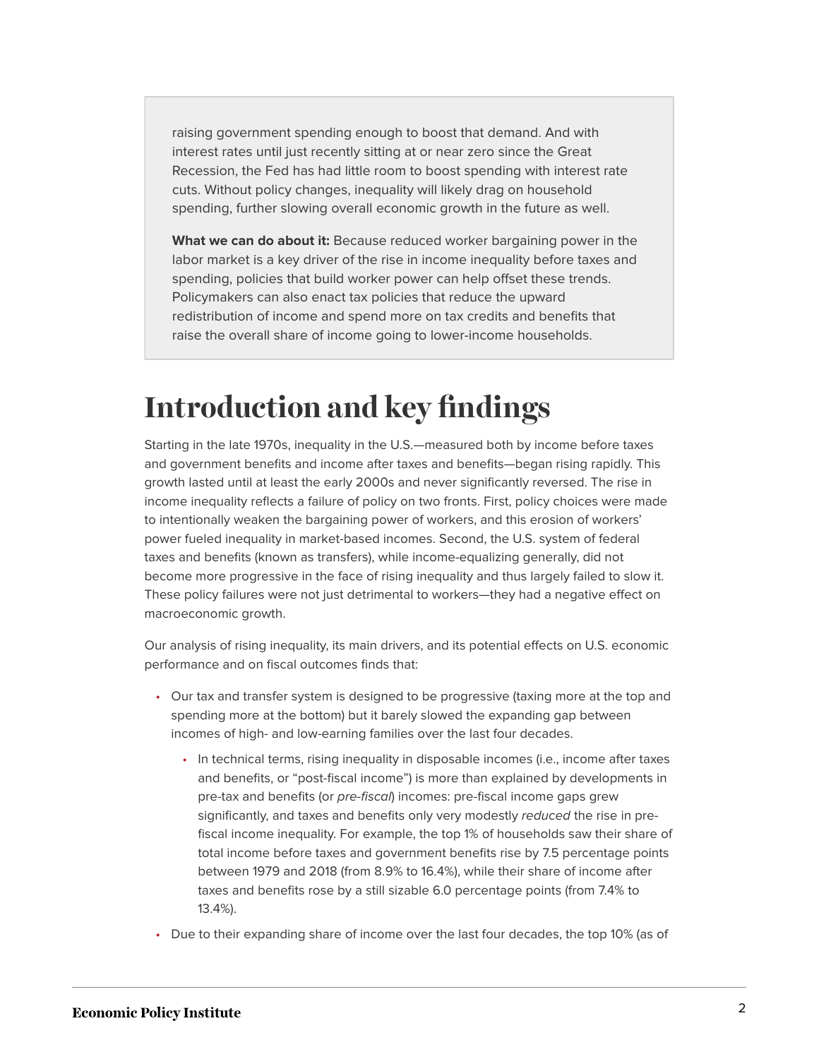raising government spending enough to boost that demand. And with interest rates until just recently sitting at or near zero since the Great Recession, the Fed has had little room to boost spending with interest rate cuts. Without policy changes, inequality will likely drag on household spending, further slowing overall economic growth in the future as well.

**What we can do about it:** Because reduced worker bargaining power in the labor market is a key driver of the rise in income inequality before taxes and spending, policies that build worker power can help offset these trends. Policymakers can also enact tax policies that reduce the upward redistribution of income and spend more on tax credits and benefits that raise the overall share of income going to lower-income households.

# Introduction and key findings

Starting in the late 1970s, inequality in the U.S.—measured both by income before taxes and government benefits and income after taxes and benefits—began rising rapidly. This growth lasted until at least the early 2000s and never significantly reversed. The rise in income inequality reflects a failure of policy on two fronts. First, policy choices were made to intentionally weaken the bargaining power of workers, and this erosion of workers' power fueled inequality in market-based incomes. Second, the U.S. system of federal taxes and benefits (known as transfers), while income-equalizing generally, did not become more progressive in the face of rising inequality and thus largely failed to slow it. These policy failures were not just detrimental to workers—they had a negative effect on macroeconomic growth.

Our analysis of rising inequality, its main drivers, and its potential effects on U.S. economic performance and on fiscal outcomes finds that:

- Our tax and transfer system is designed to be progressive (taxing more at the top and spending more at the bottom) but it barely slowed the expanding gap between incomes of high- and low-earning families over the last four decades.
  - In technical terms, rising inequality in disposable incomes (i.e., income after taxes and benefits, or "post-fiscal income") is more than explained by developments in pre-tax and benefits (or *pre-fiscal*) incomes: pre-fiscal income gaps grew significantly, and taxes and benefits only very modestly *reduced* the rise in pre-fiscal income inequality. For example, the top 1% of households saw their share of total income before taxes and government benefits rise by 7.5 percentage points between 1979 and 2018 (from 8.9% to 16.4%), while their share of income after taxes and benefits rose by a still sizable 6.0 percentage points (from 7.4% to 13.4%).
- Due to their expanding share of income over the last four decades, the top 10% (as of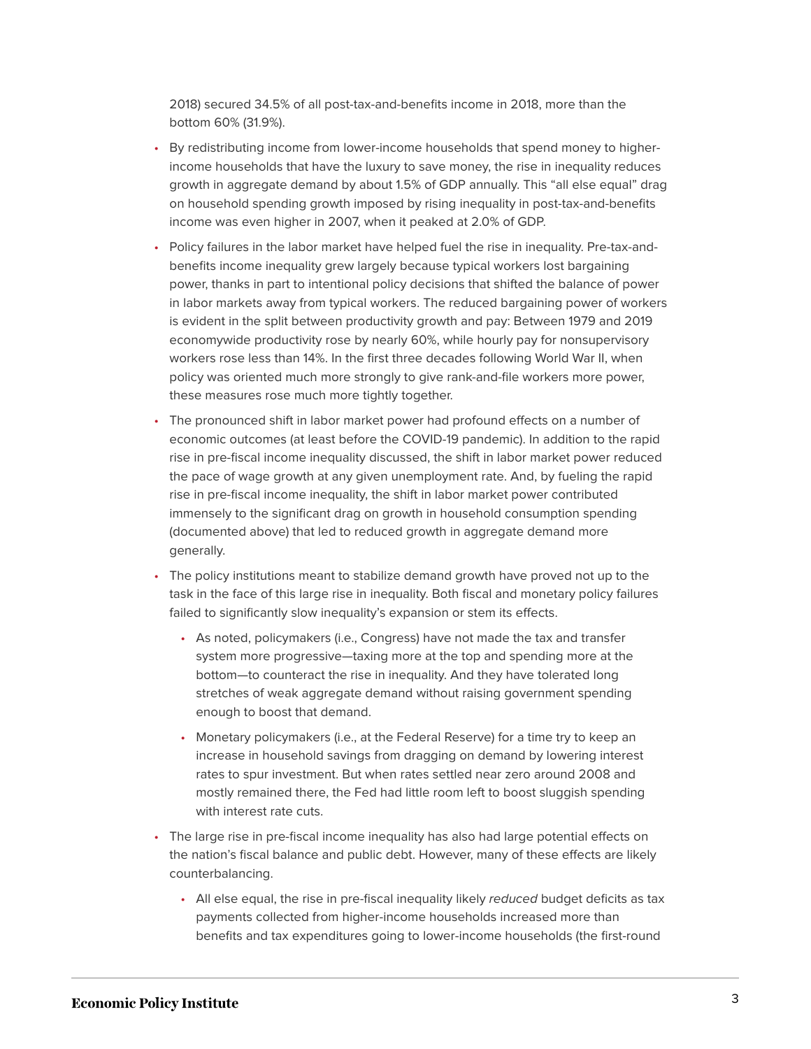2018) secured 34.5% of all post-tax-and-benefits income in 2018, more than the bottom 60% (31.9%).

- By redistributing income from lower-income households that spend money to higher-income households that have the luxury to save money, the rise in inequality reduces growth in aggregate demand by about 1.5% of GDP annually. This "all else equal" drag on household spending growth imposed by rising inequality in post-tax-and-benefits income was even higher in 2007, when it peaked at 2.0% of GDP.
- Policy failures in the labor market have helped fuel the rise in inequality. Pre-tax-and-benefits income inequality grew largely because typical workers lost bargaining power, thanks in part to intentional policy decisions that shifted the balance of power in labor markets away from typical workers. The reduced bargaining power of workers is evident in the split between productivity growth and pay: Between 1979 and 2019 economywide productivity rose by nearly 60%, while hourly pay for nonsupervisory workers rose less than 14%. In the first three decades following World War II, when policy was oriented much more strongly to give rank-and-file workers more power, these measures rose much more tightly together.
- The pronounced shift in labor market power had profound effects on a number of economic outcomes (at least before the COVID-19 pandemic). In addition to the rapid rise in pre-fiscal income inequality discussed, the shift in labor market power reduced the pace of wage growth at any given unemployment rate. And, by fueling the rapid rise in pre-fiscal income inequality, the shift in labor market power contributed immensely to the significant drag on growth in household consumption spending (documented above) that led to reduced growth in aggregate demand more generally.
- The policy institutions meant to stabilize demand growth have proved not up to the task in the face of this large rise in inequality. Both fiscal and monetary policy failures failed to significantly slow inequality's expansion or stem its effects.
  - As noted, policymakers (i.e., Congress) have not made the tax and transfer system more progressive—taxing more at the top and spending more at the bottom—to counteract the rise in inequality. And they have tolerated long stretches of weak aggregate demand without raising government spending enough to boost that demand.
  - Monetary policymakers (i.e., at the Federal Reserve) for a time try to keep an increase in household savings from dragging on demand by lowering interest rates to spur investment. But when rates settled near zero around 2008 and mostly remained there, the Fed had little room left to boost sluggish spending with interest rate cuts.
- The large rise in pre-fiscal income inequality has also had large potential effects on the nation's fiscal balance and public debt. However, many of these effects are likely counterbalancing.
  - All else equal, the rise in pre-fiscal inequality likely *reduced* budget deficits as tax payments collected from higher-income households increased more than benefits and tax expenditures going to lower-income households (the first-round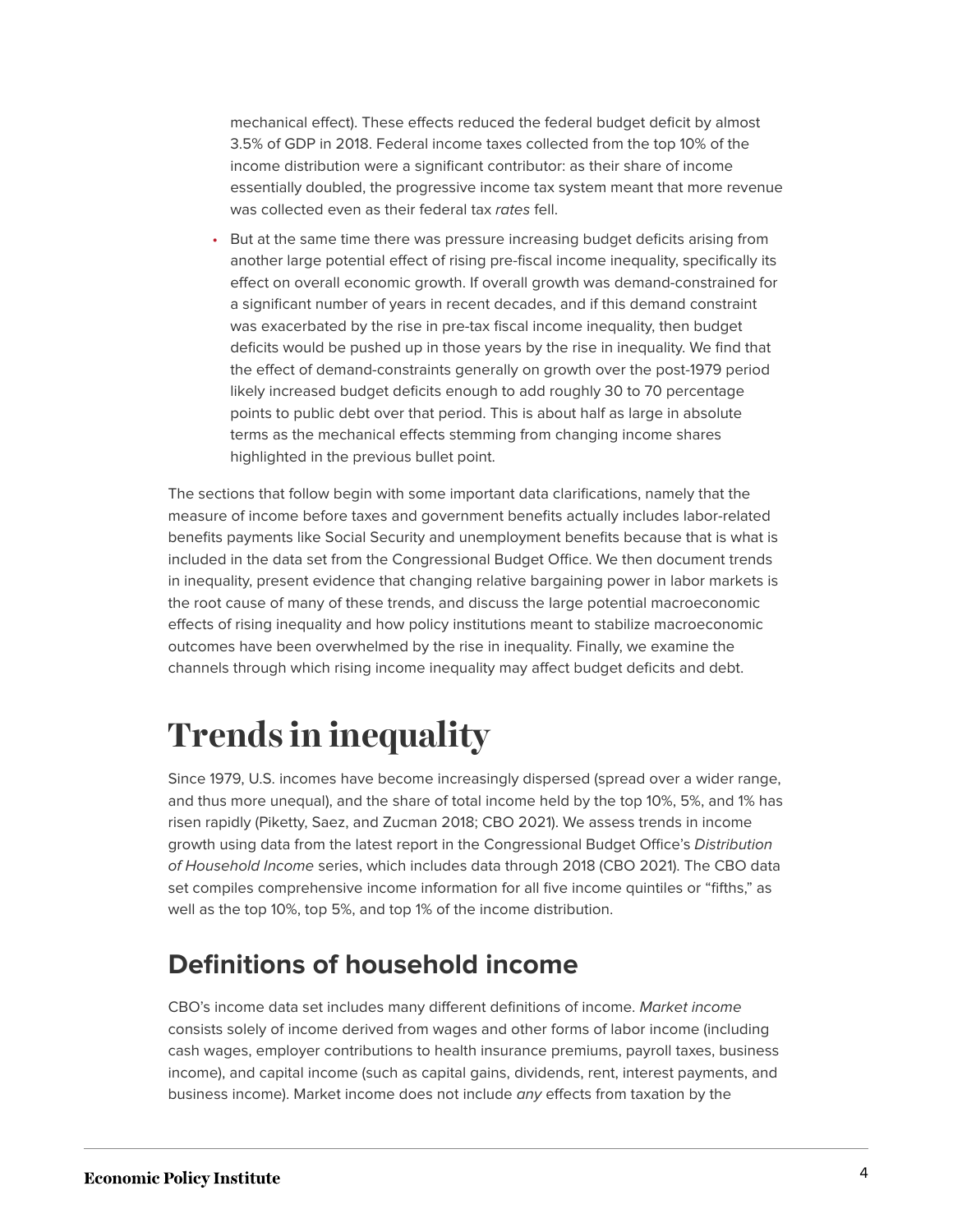mechanical effect). These effects reduced the federal budget deficit by almost 3.5% of GDP in 2018. Federal income taxes collected from the top 10% of the income distribution were a significant contributor: as their share of income essentially doubled, the progressive income tax system meant that more revenue was collected even as their federal tax *rates* fell.

- But at the same time there was pressure increasing budget deficits arising from another large potential effect of rising pre-fiscal income inequality, specifically its effect on overall economic growth. If overall growth was demand-constrained for a significant number of years in recent decades, and if this demand constraint was exacerbated by the rise in pre-tax fiscal income inequality, then budget deficits would be pushed up in those years by the rise in inequality. We find that the effect of demand-constraints generally on growth over the post-1979 period likely increased budget deficits enough to add roughly 30 to 70 percentage points to public debt over that period. This is about half as large in absolute terms as the mechanical effects stemming from changing income shares highlighted in the previous bullet point.

The sections that follow begin with some important data clarifications, namely that the measure of income before taxes and government benefits actually includes labor-related benefits payments like Social Security and unemployment benefits because that is what is included in the data set from the Congressional Budget Office. We then document trends in inequality, present evidence that changing relative bargaining power in labor markets is the root cause of many of these trends, and discuss the large potential macroeconomic effects of rising inequality and how policy institutions meant to stabilize macroeconomic outcomes have been overwhelmed by the rise in inequality. Finally, we examine the channels through which rising income inequality may affect budget deficits and debt.

# Trends in inequality

Since 1979, U.S. incomes have become increasingly dispersed (spread over a wider range, and thus more unequal), and the share of total income held by the top 10%, 5%, and 1% has risen rapidly (Piketty, Saez, and Zucman 2018; CBO 2021). We assess trends in income growth using data from the latest report in the Congressional Budget Office's *Distribution of Household Income* series, which includes data through 2018 (CBO 2021). The CBO data set compiles comprehensive income information for all five income quintiles or "fifths," as well as the top 10%, top 5%, and top 1% of the income distribution.

## Definitions of household income

CBO's income data set includes many different definitions of income. *Market income* consists solely of income derived from wages and other forms of labor income (including cash wages, employer contributions to health insurance premiums, payroll taxes, business income), and capital income (such as capital gains, dividends, rent, interest payments, and business income). Market income does not include *any* effects from taxation by the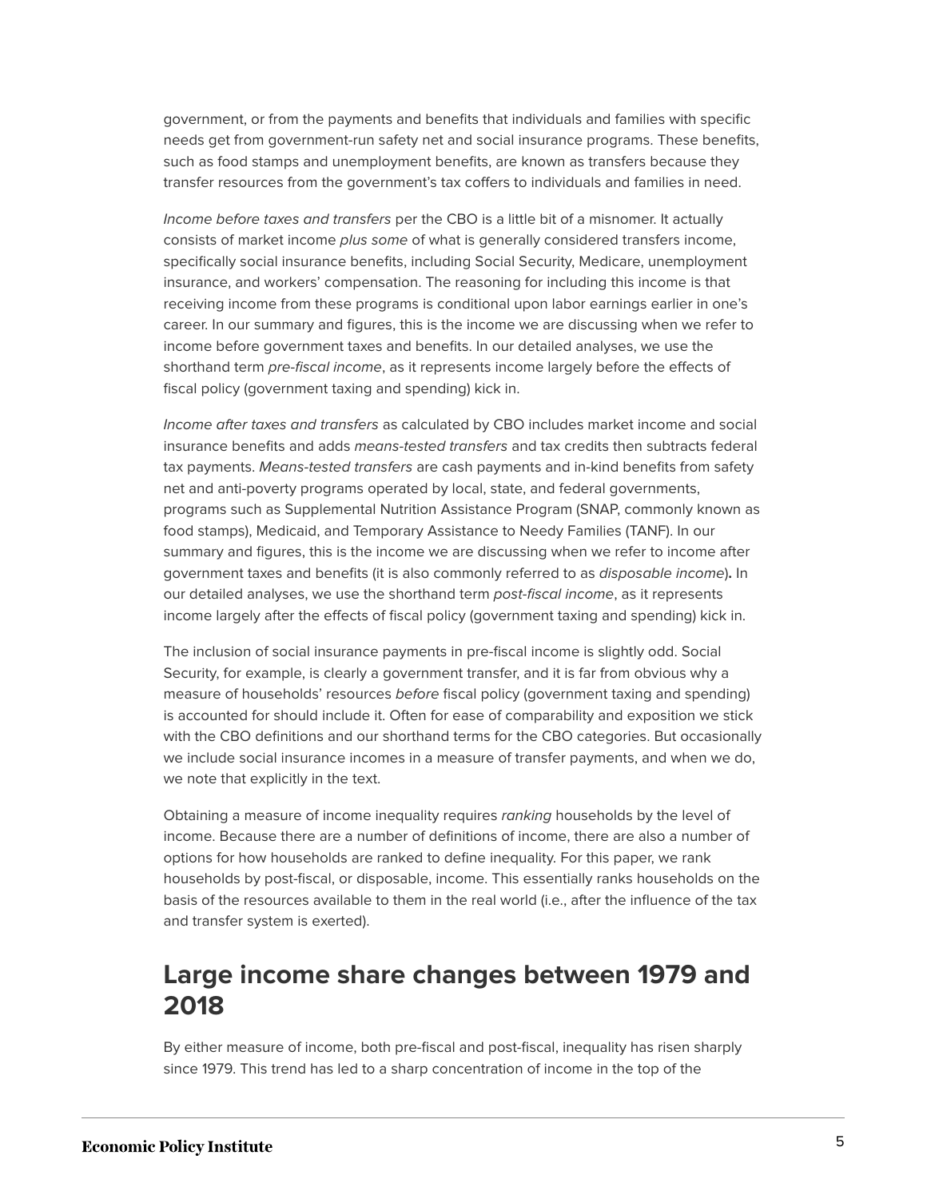government, or from the payments and benefits that individuals and families with specific needs get from government-run safety net and social insurance programs. These benefits, such as food stamps and unemployment benefits, are known as transfers because they transfer resources from the government's tax coffers to individuals and families in need.

*Income before taxes and transfers* per the CBO is a little bit of a misnomer. It actually consists of market income *plus some* of what is generally considered transfers income, specifically social insurance benefits, including Social Security, Medicare, unemployment insurance, and workers' compensation. The reasoning for including this income is that receiving income from these programs is conditional upon labor earnings earlier in one's career. In our summary and figures, this is the income we are discussing when we refer to income before government taxes and benefits. In our detailed analyses, we use the shorthand term *pre-fiscal income*, as it represents income largely before the effects of fiscal policy (government taxing and spending) kick in.

*Income after taxes and transfers* as calculated by CBO includes market income and social insurance benefits and adds *means-tested transfers* and tax credits then subtracts federal tax payments. *Means-tested transfers* are cash payments and in-kind benefits from safety net and anti-poverty programs operated by local, state, and federal governments, programs such as Supplemental Nutrition Assistance Program (SNAP, commonly known as food stamps), Medicaid, and Temporary Assistance to Needy Families (TANF). In our summary and figures, this is the income we are discussing when we refer to income after government taxes and benefits (it is also commonly referred to as *disposable income*)**.** In our detailed analyses, we use the shorthand term *post-fiscal income*, as it represents income largely after the effects of fiscal policy (government taxing and spending) kick in.

The inclusion of social insurance payments in pre-fiscal income is slightly odd. Social Security, for example, is clearly a government transfer, and it is far from obvious why a measure of households' resources *before* fiscal policy (government taxing and spending) is accounted for should include it. Often for ease of comparability and exposition we stick with the CBO definitions and our shorthand terms for the CBO categories. But occasionally we include social insurance incomes in a measure of transfer payments, and when we do, we note that explicitly in the text.

Obtaining a measure of income inequality requires *ranking* households by the level of income. Because there are a number of definitions of income, there are also a number of options for how households are ranked to define inequality. For this paper, we rank households by post-fiscal, or disposable, income. This essentially ranks households on the basis of the resources available to them in the real world (i.e., after the influence of the tax and transfer system is exerted).

## Large income share changes between 1979 and 2018

By either measure of income, both pre-fiscal and post-fiscal, inequality has risen sharply since 1979. This trend has led to a sharp concentration of income in the top of the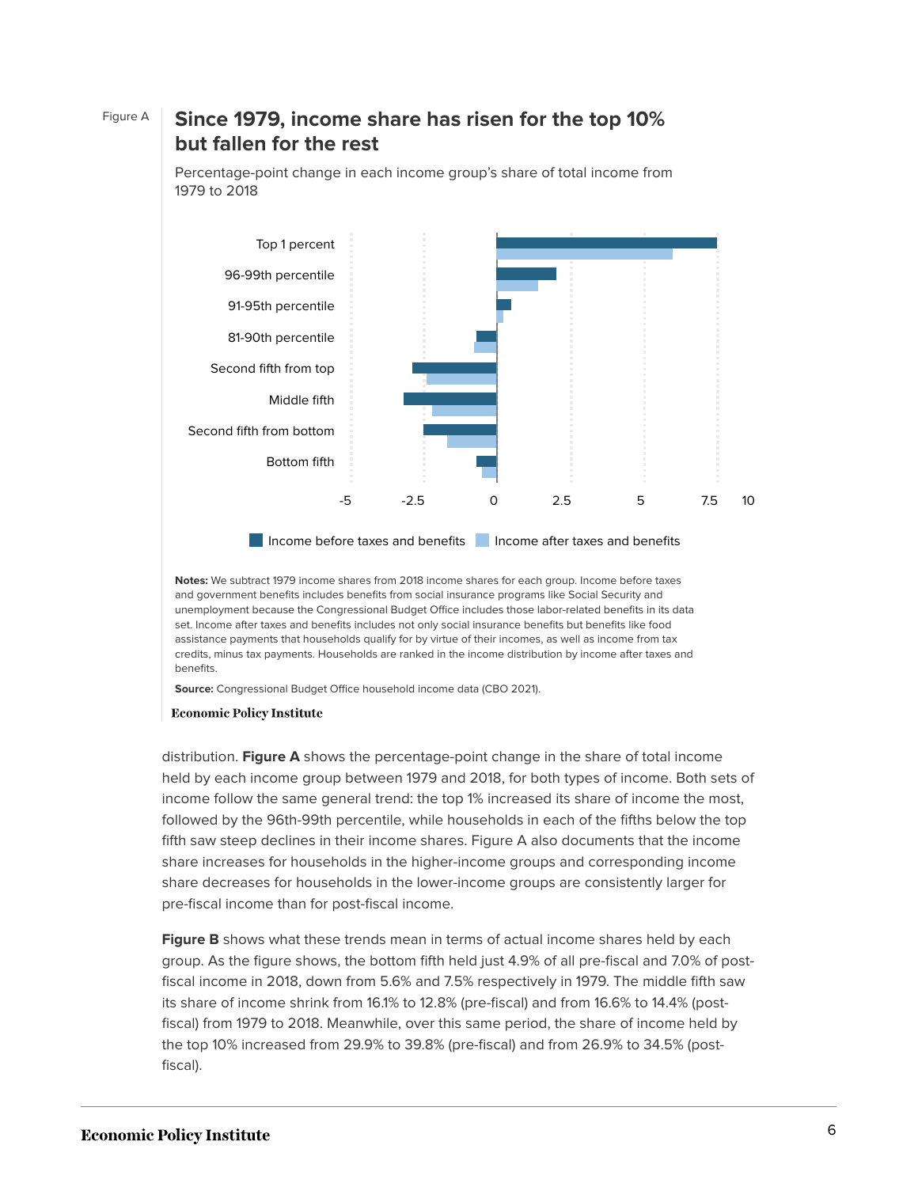Figure A

## Since 1979, income share has risen for the top 10% but fallen for the rest

Percentage-point change in each income group's share of total income from 1979 to 2018

Top 1 percent
96-99th percentile
91-95th percentile
81-90th percentile
Second fifth from top
Middle fifth
Second fifth from bottom
Bottom fifth

-5
-2.5
0
2.5
5
7.5
10

Income before taxes and benefits
Income after taxes and benefits

**Notes:** We subtract 1979 income shares from 2018 income shares for each group. Income before taxes and government benefits includes benefits from social insurance programs like Social Security and unemployment because the Congressional Budget Office includes those labor-related benefits in its data set. Income after taxes and benefits includes not only social insurance benefits but benefits like food assistance payments that households qualify for by virtue of their incomes, as well as income from tax credits, minus tax payments. Households are ranked in the income distribution by income after taxes and benefits.

**Source:** Congressional Budget Office household income data (CBO 2021).

**Economic Policy Institute**

distribution. **Figure A** shows the percentage-point change in the share of total income held by each income group between 1979 and 2018, for both types of income. Both sets of income follow the same general trend: the top 1% increased its share of income the most, followed by the 96th-99th percentile, while households in each of the fifths below the top fifth saw steep declines in their income shares. Figure A also documents that the income share increases for households in the higher-income groups and corresponding income share decreases for households in the lower-income groups are consistently larger for pre-fiscal income than for post-fiscal income.

**Figure B** shows what these trends mean in terms of actual income shares held by each group. As the figure shows, the bottom fifth held just 4.9% of all pre-fiscal and 7.0% of post-fiscal income in 2018, down from 5.6% and 7.5% respectively in 1979. The middle fifth saw its share of income shrink from 16.1% to 12.8% (pre-fiscal) and from 16.6% to 14.4% (post-fiscal) from 1979 to 2018. Meanwhile, over this same period, the share of income held by the top 10% increased from 29.9% to 39.8% (pre-fiscal) and from 26.9% to 34.5% (post-fiscal).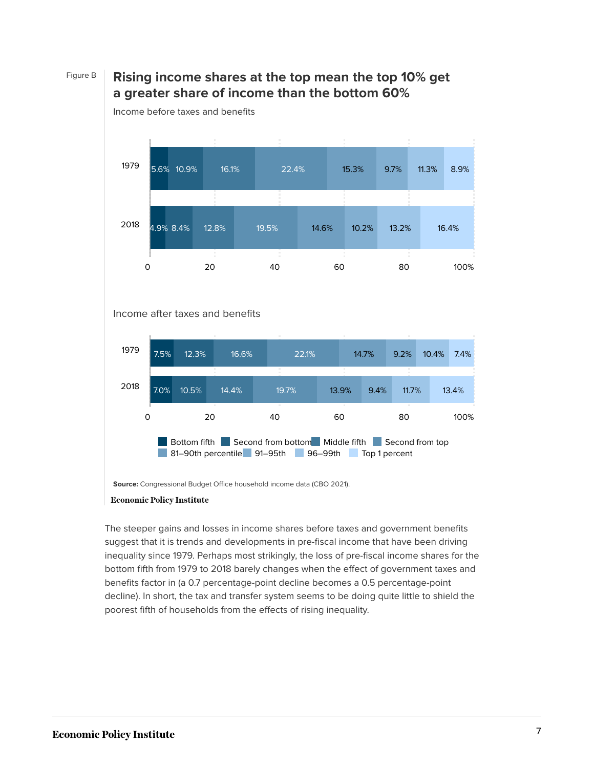Figure B

## Rising income shares at the top mean the top 10% get a greater share of income than the bottom 60%

Income before taxes and benefits

| Year | Bottom fifth | Second from bottom | Middle fifth | Second from top | 81–90th percentile | 91–95th | 96–99th | Top 1 percent |
|---|---|---|---|---|---|---|---|---|
| 1979 | 5.6% | 10.9% | 16.1% | 22.4% | 15.3% | 9.7% | 11.3% | 8.9% |
| 2018 | 4.9% | 8.4% | 12.8% | 19.5% | 14.6% | 10.2% | 13.2% | 16.4% |

Income after taxes and benefits

| Year | Bottom fifth | Second from bottom | Middle fifth | Second from top | 81–90th percentile | 91–95th | 96–99th | Top 1 percent |
|---|---|---|---|---|---|---|---|---|
| 1979 | 7.5% | 12.3% | 16.6% | 22.1% | 14.7% | 9.2% | 10.4% | 7.4% |
| 2018 | 7.0% | 10.5% | 14.4% | 19.7% | 13.9% | 9.4% | 11.7% | 13.4% |

**Source:** Congressional Budget Office household income data (CBO 2021).

Economic Policy Institute

The steeper gains and losses in income shares before taxes and government benefits suggest that it is trends and developments in pre-fiscal income that have been driving inequality since 1979. Perhaps most strikingly, the loss of pre-fiscal income shares for the bottom fifth from 1979 to 2018 barely changes when the effect of government taxes and benefits factor in (a 0.7 percentage-point decline becomes a 0.5 percentage-point decline). In short, the tax and transfer system seems to be doing quite little to shield the poorest fifth of households from the effects of rising inequality.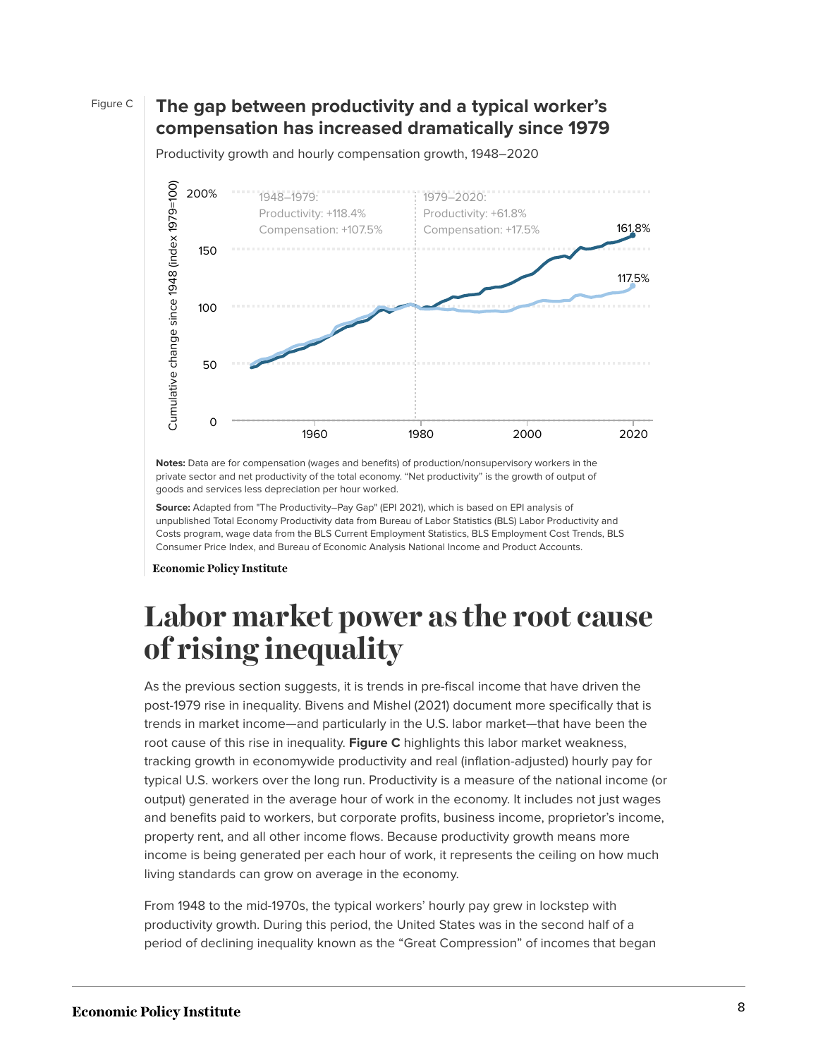Figure C

**The gap between productivity and a typical worker's compensation has increased dramatically since 1979**

Productivity growth and hourly compensation growth, 1948–2020

Cumulative change since 1948 (index 1979=100)

200%
150
100
50
0

1960
1980
2000
2020

1948–1979:
Productivity: +118.4%
Compensation: +107.5%

1979–2020:
Productivity: +61.8%
Compensation: +17.5%

161.8%
117.5%

**Notes:** Data are for compensation (wages and benefits) of production/nonsupervisory workers in the private sector and net productivity of the total economy. "Net productivity" is the growth of output of goods and services less depreciation per hour worked.

**Source:** Adapted from "The Productivity–Pay Gap" (EPI 2021), which is based on EPI analysis of unpublished Total Economy Productivity data from Bureau of Labor Statistics (BLS) Labor Productivity and Costs program, wage data from the BLS Current Employment Statistics, BLS Employment Cost Trends, BLS Consumer Price Index, and Bureau of Economic Analysis National Income and Product Accounts.

**Economic Policy Institute**

# Labor market power as the root cause of rising inequality

As the previous section suggests, it is trends in pre-fiscal income that have driven the post-1979 rise in inequality. Bivens and Mishel (2021) document more specifically that is trends in market income—and particularly in the U.S. labor market—that have been the root cause of this rise in inequality. **Figure C** highlights this labor market weakness, tracking growth in economywide productivity and real (inflation-adjusted) hourly pay for typical U.S. workers over the long run. Productivity is a measure of the national income (or output) generated in the average hour of work in the economy. It includes not just wages and benefits paid to workers, but corporate profits, business income, proprietor's income, property rent, and all other income flows. Because productivity growth means more income is being generated per each hour of work, it represents the ceiling on how much living standards can grow on average in the economy.

From 1948 to the mid-1970s, the typical workers' hourly pay grew in lockstep with productivity growth. During this period, the United States was in the second half of a period of declining inequality known as the "Great Compression" of incomes that began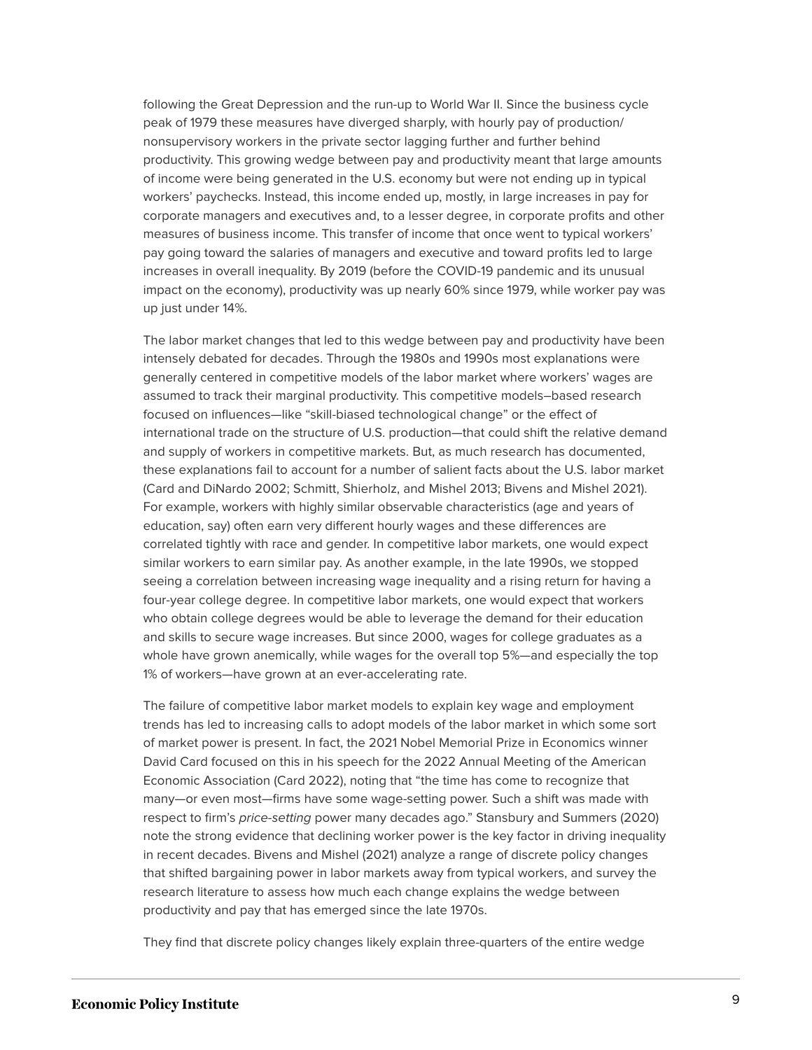following the Great Depression and the run-up to World War II. Since the business cycle peak of 1979 these measures have diverged sharply, with hourly pay of production/nonsupervisory workers in the private sector lagging further and further behind productivity. This growing wedge between pay and productivity meant that large amounts of income were being generated in the U.S. economy but were not ending up in typical workers' paychecks. Instead, this income ended up, mostly, in large increases in pay for corporate managers and executives and, to a lesser degree, in corporate profits and other measures of business income. This transfer of income that once went to typical workers' pay going toward the salaries of managers and executive and toward profits led to large increases in overall inequality. By 2019 (before the COVID-19 pandemic and its unusual impact on the economy), productivity was up nearly 60% since 1979, while worker pay was up just under 14%.

The labor market changes that led to this wedge between pay and productivity have been intensely debated for decades. Through the 1980s and 1990s most explanations were generally centered in competitive models of the labor market where workers' wages are assumed to track their marginal productivity. This competitive models–based research focused on influences—like "skill-biased technological change" or the effect of international trade on the structure of U.S. production—that could shift the relative demand and supply of workers in competitive markets. But, as much research has documented, these explanations fail to account for a number of salient facts about the U.S. labor market (Card and DiNardo 2002; Schmitt, Shierholz, and Mishel 2013; Bivens and Mishel 2021). For example, workers with highly similar observable characteristics (age and years of education, say) often earn very different hourly wages and these differences are correlated tightly with race and gender. In competitive labor markets, one would expect similar workers to earn similar pay. As another example, in the late 1990s, we stopped seeing a correlation between increasing wage inequality and a rising return for having a four-year college degree. In competitive labor markets, one would expect that workers who obtain college degrees would be able to leverage the demand for their education and skills to secure wage increases. But since 2000, wages for college graduates as a whole have grown anemically, while wages for the overall top 5%—and especially the top 1% of workers—have grown at an ever-accelerating rate.

The failure of competitive labor market models to explain key wage and employment trends has led to increasing calls to adopt models of the labor market in which some sort of market power is present. In fact, the 2021 Nobel Memorial Prize in Economics winner David Card focused on this in his speech for the 2022 Annual Meeting of the American Economic Association (Card 2022), noting that "the time has come to recognize that many—or even most—firms have some wage-setting power. Such a shift was made with respect to firm's *price-setting* power many decades ago." Stansbury and Summers (2020) note the strong evidence that declining worker power is the key factor in driving inequality in recent decades. Bivens and Mishel (2021) analyze a range of discrete policy changes that shifted bargaining power in labor markets away from typical workers, and survey the research literature to assess how much each change explains the wedge between productivity and pay that has emerged since the late 1970s.

They find that discrete policy changes likely explain three-quarters of the entire wedge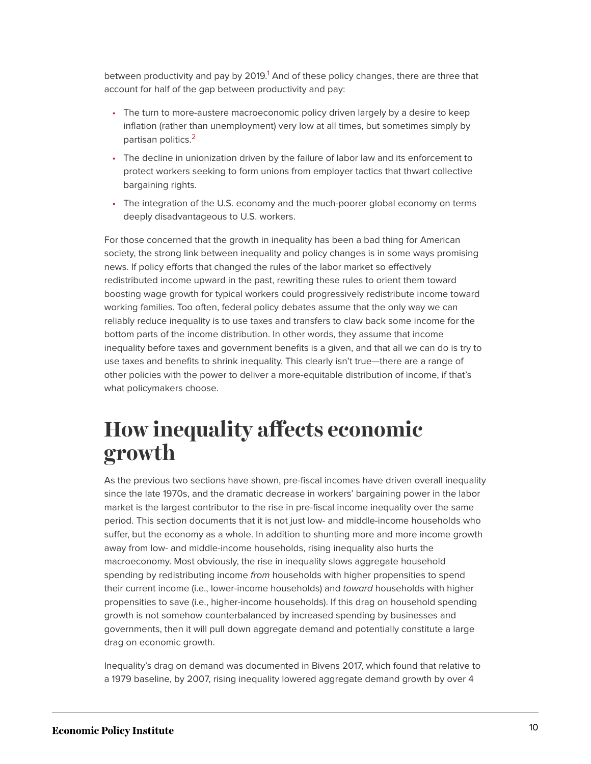between productivity and pay by 2019.[1] And of these policy changes, there are three that account for half of the gap between productivity and pay:

- The turn to more-austere macroeconomic policy driven largely by a desire to keep inflation (rather than unemployment) very low at all times, but sometimes simply by partisan politics.[2]
- The decline in unionization driven by the failure of labor law and its enforcement to protect workers seeking to form unions from employer tactics that thwart collective bargaining rights.
- The integration of the U.S. economy and the much-poorer global economy on terms deeply disadvantageous to U.S. workers.

For those concerned that the growth in inequality has been a bad thing for American society, the strong link between inequality and policy changes is in some ways promising news. If policy efforts that changed the rules of the labor market so effectively redistributed income upward in the past, rewriting these rules to orient them toward boosting wage growth for typical workers could progressively redistribute income toward working families. Too often, federal policy debates assume that the only way we can reliably reduce inequality is to use taxes and transfers to claw back some income for the bottom parts of the income distribution. In other words, they assume that income inequality before taxes and government benefits is a given, and that all we can do is try to use taxes and benefits to shrink inequality. This clearly isn't true—there are a range of other policies with the power to deliver a more-equitable distribution of income, if that's what policymakers choose.

# How inequality affects economic growth

As the previous two sections have shown, pre-fiscal incomes have driven overall inequality since the late 1970s, and the dramatic decrease in workers' bargaining power in the labor market is the largest contributor to the rise in pre-fiscal income inequality over the same period. This section documents that it is not just low- and middle-income households who suffer, but the economy as a whole. In addition to shunting more and more income growth away from low- and middle-income households, rising inequality also hurts the macroeconomy. Most obviously, the rise in inequality slows aggregate household spending by redistributing income *from* households with higher propensities to spend their current income (i.e., lower-income households) and *toward* households with higher propensities to save (i.e., higher-income households). If this drag on household spending growth is not somehow counterbalanced by increased spending by businesses and governments, then it will pull down aggregate demand and potentially constitute a large drag on economic growth.

Inequality's drag on demand was documented in Bivens 2017, which found that relative to a 1979 baseline, by 2007, rising inequality lowered aggregate demand growth by over 4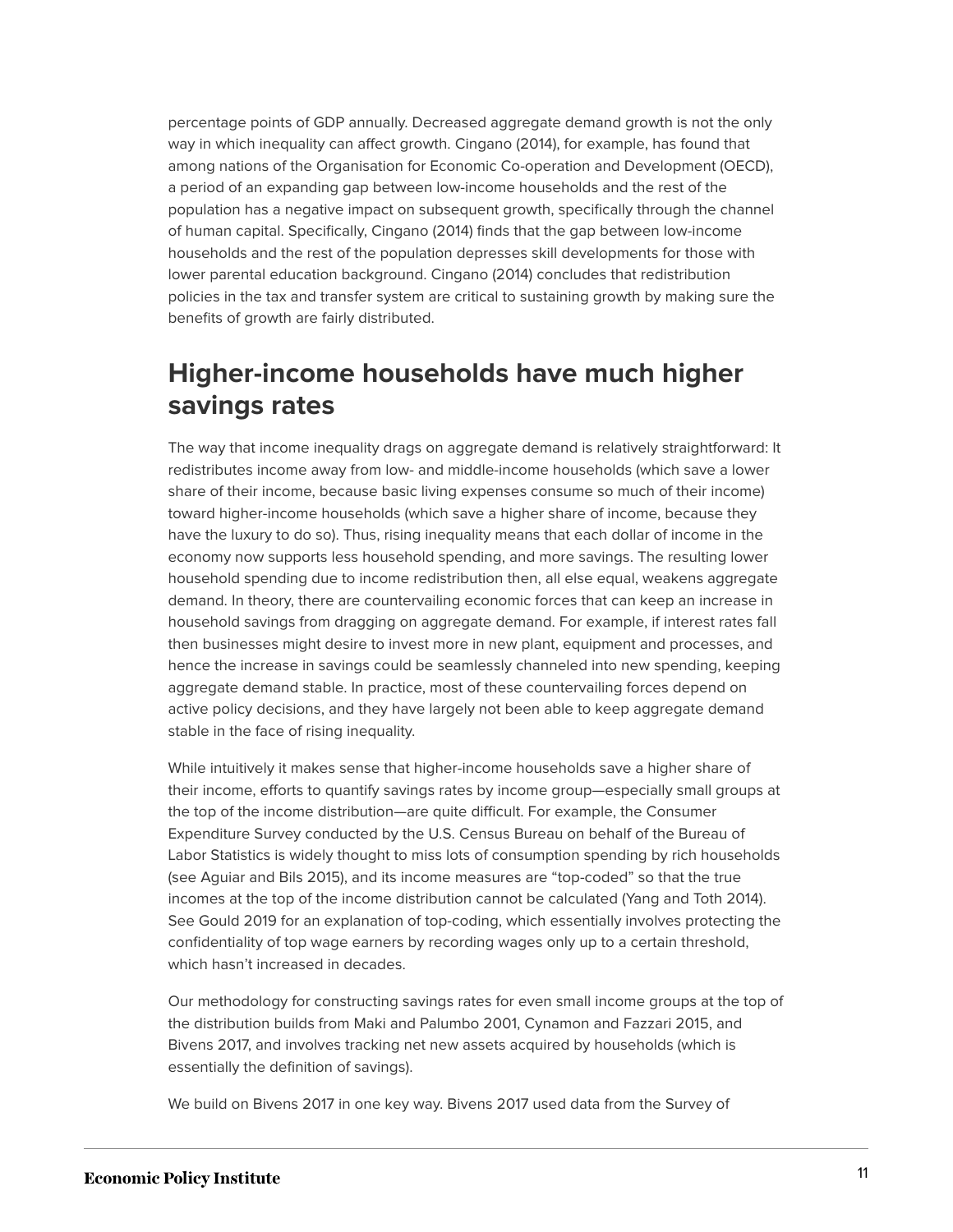percentage points of GDP annually. Decreased aggregate demand growth is not the only way in which inequality can affect growth. Cingano (2014), for example, has found that among nations of the Organisation for Economic Co-operation and Development (OECD), a period of an expanding gap between low-income households and the rest of the population has a negative impact on subsequent growth, specifically through the channel of human capital. Specifically, Cingano (2014) finds that the gap between low-income households and the rest of the population depresses skill developments for those with lower parental education background. Cingano (2014) concludes that redistribution policies in the tax and transfer system are critical to sustaining growth by making sure the benefits of growth are fairly distributed.

## Higher-income households have much higher savings rates

The way that income inequality drags on aggregate demand is relatively straightforward: It redistributes income away from low- and middle-income households (which save a lower share of their income, because basic living expenses consume so much of their income) toward higher-income households (which save a higher share of income, because they have the luxury to do so). Thus, rising inequality means that each dollar of income in the economy now supports less household spending, and more savings. The resulting lower household spending due to income redistribution then, all else equal, weakens aggregate demand. In theory, there are countervailing economic forces that can keep an increase in household savings from dragging on aggregate demand. For example, if interest rates fall then businesses might desire to invest more in new plant, equipment and processes, and hence the increase in savings could be seamlessly channeled into new spending, keeping aggregate demand stable. In practice, most of these countervailing forces depend on active policy decisions, and they have largely not been able to keep aggregate demand stable in the face of rising inequality.

While intuitively it makes sense that higher-income households save a higher share of their income, efforts to quantify savings rates by income group—especially small groups at the top of the income distribution—are quite difficult. For example, the Consumer Expenditure Survey conducted by the U.S. Census Bureau on behalf of the Bureau of Labor Statistics is widely thought to miss lots of consumption spending by rich households (see Aguiar and Bils 2015), and its income measures are "top-coded" so that the true incomes at the top of the income distribution cannot be calculated (Yang and Toth 2014). See Gould 2019 for an explanation of top-coding, which essentially involves protecting the confidentiality of top wage earners by recording wages only up to a certain threshold, which hasn't increased in decades.

Our methodology for constructing savings rates for even small income groups at the top of the distribution builds from Maki and Palumbo 2001, Cynamon and Fazzari 2015, and Bivens 2017, and involves tracking net new assets acquired by households (which is essentially the definition of savings).

We build on Bivens 2017 in one key way. Bivens 2017 used data from the Survey of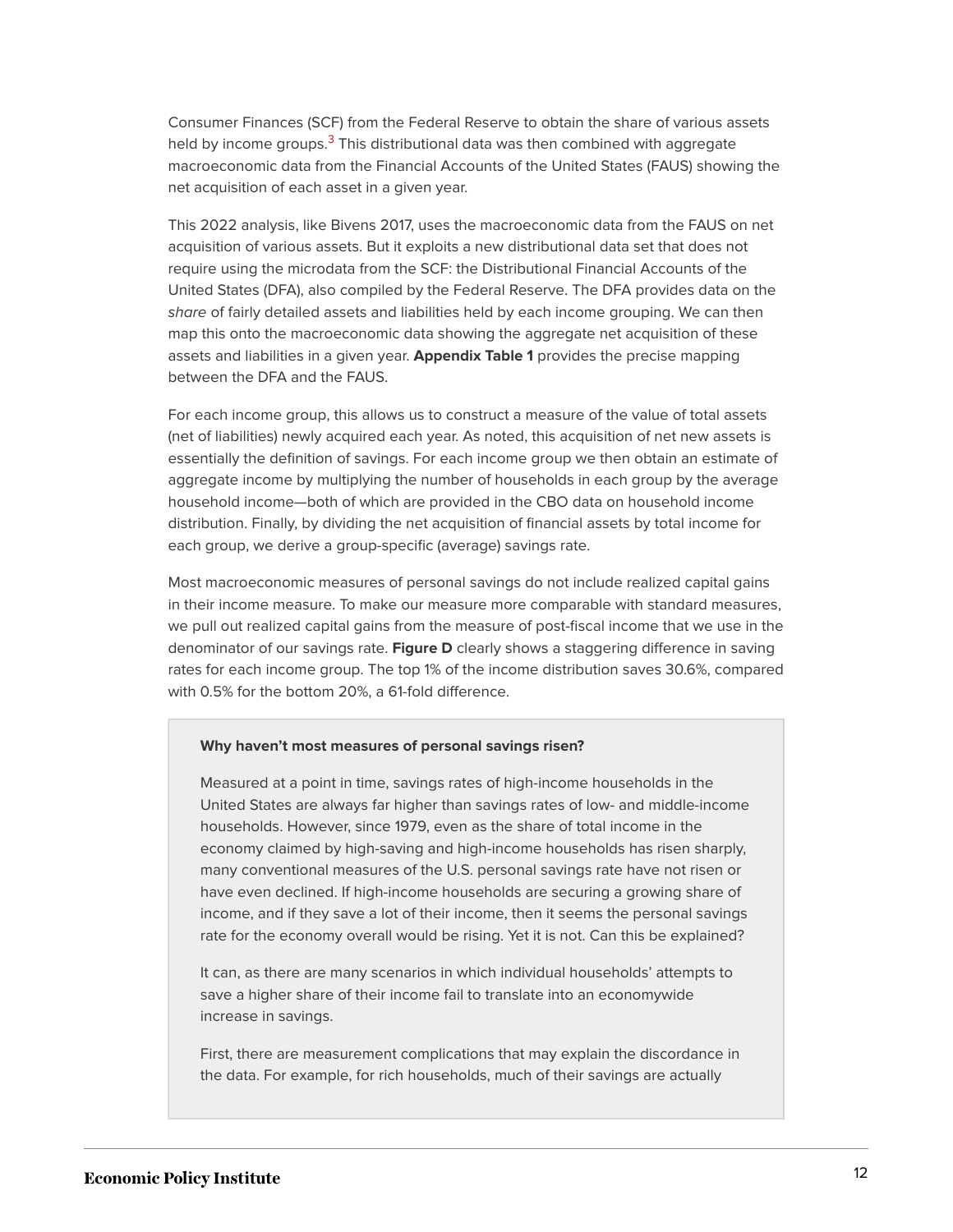Consumer Finances (SCF) from the Federal Reserve to obtain the share of various assets held by income groups.[3] This distributional data was then combined with aggregate macroeconomic data from the Financial Accounts of the United States (FAUS) showing the net acquisition of each asset in a given year.

This 2022 analysis, like Bivens 2017, uses the macroeconomic data from the FAUS on net acquisition of various assets. But it exploits a new distributional data set that does not require using the microdata from the SCF: the Distributional Financial Accounts of the United States (DFA), also compiled by the Federal Reserve. The DFA provides data on the *share* of fairly detailed assets and liabilities held by each income grouping. We can then map this onto the macroeconomic data showing the aggregate net acquisition of these assets and liabilities in a given year. **Appendix Table 1** provides the precise mapping between the DFA and the FAUS.

For each income group, this allows us to construct a measure of the value of total assets (net of liabilities) newly acquired each year. As noted, this acquisition of net new assets is essentially the definition of savings. For each income group we then obtain an estimate of aggregate income by multiplying the number of households in each group by the average household income—both of which are provided in the CBO data on household income distribution. Finally, by dividing the net acquisition of financial assets by total income for each group, we derive a group-specific (average) savings rate.

Most macroeconomic measures of personal savings do not include realized capital gains in their income measure. To make our measure more comparable with standard measures, we pull out realized capital gains from the measure of post-fiscal income that we use in the denominator of our savings rate. **Figure D** clearly shows a staggering difference in saving rates for each income group. The top 1% of the income distribution saves 30.6%, compared with 0.5% for the bottom 20%, a 61-fold difference.

**Why haven't most measures of personal savings risen?**

Measured at a point in time, savings rates of high-income households in the United States are always far higher than savings rates of low- and middle-income households. However, since 1979, even as the share of total income in the economy claimed by high-saving and high-income households has risen sharply, many conventional measures of the U.S. personal savings rate have not risen or have even declined. If high-income households are securing a growing share of income, and if they save a lot of their income, then it seems the personal savings rate for the economy overall would be rising. Yet it is not. Can this be explained?

It can, as there are many scenarios in which individual households' attempts to save a higher share of their income fail to translate into an economywide increase in savings.

First, there are measurement complications that may explain the discordance in the data. For example, for rich households, much of their savings are actually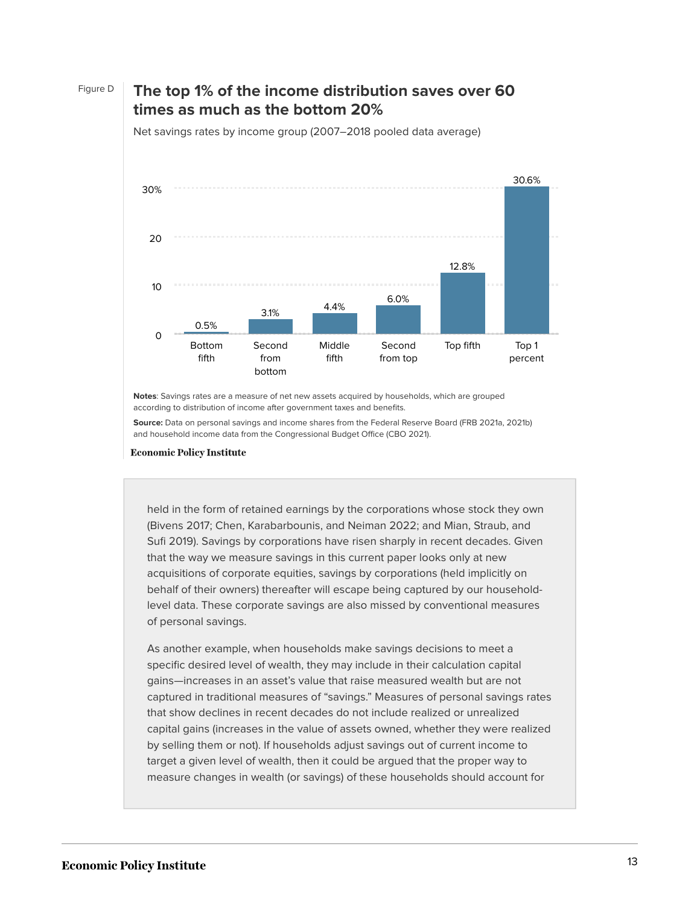Figure D

## The top 1% of the income distribution saves over 60 times as much as the bottom 20%

Net savings rates by income group (2007–2018 pooled data average)

30%
20
10
0

0.5%
3.1%
4.4%
6.0%
12.8%
30.6%

Bottom fifth
Second from bottom
Middle fifth
Second from top
Top fifth
Top 1 percent

**Notes**: Savings rates are a measure of net new assets acquired by households, which are grouped according to distribution of income after government taxes and benefits.

**Source:** Data on personal savings and income shares from the Federal Reserve Board (FRB 2021a, 2021b) and household income data from the Congressional Budget Office (CBO 2021).

Economic Policy Institute

held in the form of retained earnings by the corporations whose stock they own (Bivens 2017; Chen, Karabarbounis, and Neiman 2022; and Mian, Straub, and Sufi 2019). Savings by corporations have risen sharply in recent decades. Given that the way we measure savings in this current paper looks only at new acquisitions of corporate equities, savings by corporations (held implicitly on behalf of their owners) thereafter will escape being captured by our household-level data. These corporate savings are also missed by conventional measures of personal savings.

As another example, when households make savings decisions to meet a specific desired level of wealth, they may include in their calculation capital gains—increases in an asset's value that raise measured wealth but are not captured in traditional measures of "savings." Measures of personal savings rates that show declines in recent decades do not include realized or unrealized capital gains (increases in the value of assets owned, whether they were realized by selling them or not). If households adjust savings out of current income to target a given level of wealth, then it could be argued that the proper way to measure changes in wealth (or savings) of these households should account for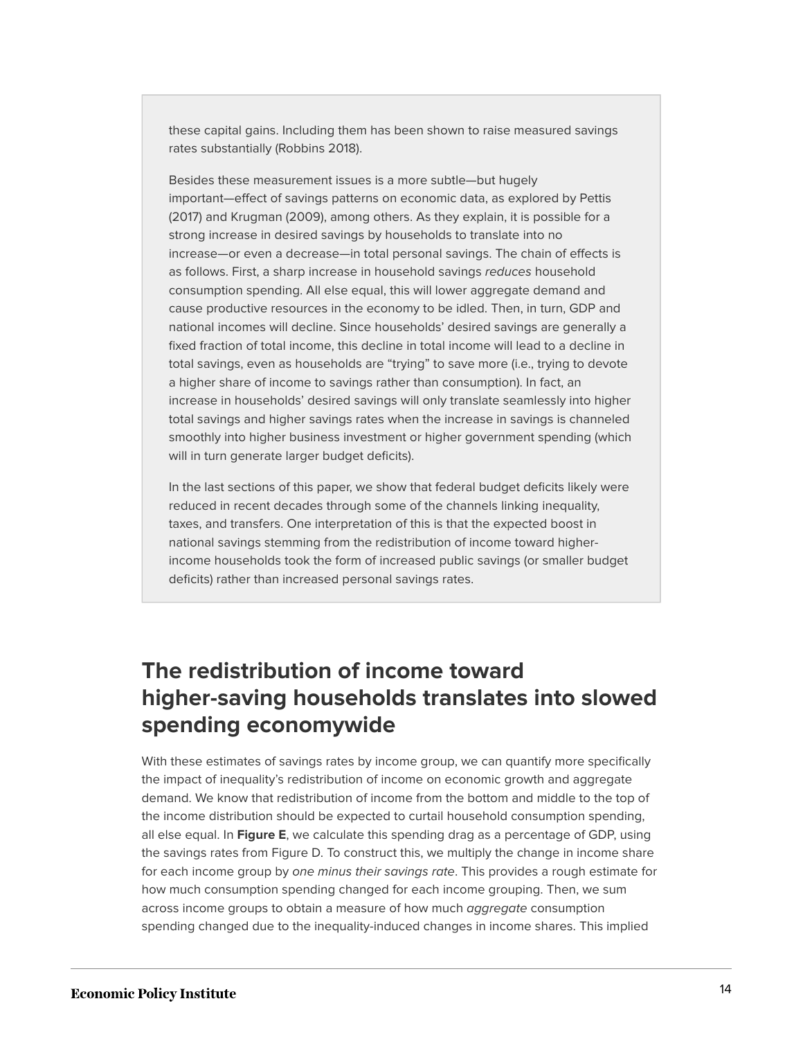these capital gains. Including them has been shown to raise measured savings rates substantially (Robbins 2018).

Besides these measurement issues is a more subtle—but hugely important—effect of savings patterns on economic data, as explored by Pettis (2017) and Krugman (2009), among others. As they explain, it is possible for a strong increase in desired savings by households to translate into no increase—or even a decrease—in total personal savings. The chain of effects is as follows. First, a sharp increase in household savings *reduces* household consumption spending. All else equal, this will lower aggregate demand and cause productive resources in the economy to be idled. Then, in turn, GDP and national incomes will decline. Since households' desired savings are generally a fixed fraction of total income, this decline in total income will lead to a decline in total savings, even as households are "trying" to save more (i.e., trying to devote a higher share of income to savings rather than consumption). In fact, an increase in households' desired savings will only translate seamlessly into higher total savings and higher savings rates when the increase in savings is channeled smoothly into higher business investment or higher government spending (which will in turn generate larger budget deficits).

In the last sections of this paper, we show that federal budget deficits likely were reduced in recent decades through some of the channels linking inequality, taxes, and transfers. One interpretation of this is that the expected boost in national savings stemming from the redistribution of income toward higher-income households took the form of increased public savings (or smaller budget deficits) rather than increased personal savings rates.

## The redistribution of income toward higher-saving households translates into slowed spending economywide

With these estimates of savings rates by income group, we can quantify more specifically the impact of inequality's redistribution of income on economic growth and aggregate demand. We know that redistribution of income from the bottom and middle to the top of the income distribution should be expected to curtail household consumption spending, all else equal. In **Figure E**, we calculate this spending drag as a percentage of GDP, using the savings rates from Figure D. To construct this, we multiply the change in income share for each income group by *one minus their savings rate*. This provides a rough estimate for how much consumption spending changed for each income grouping. Then, we sum across income groups to obtain a measure of how much *aggregate* consumption spending changed due to the inequality-induced changes in income shares. This implied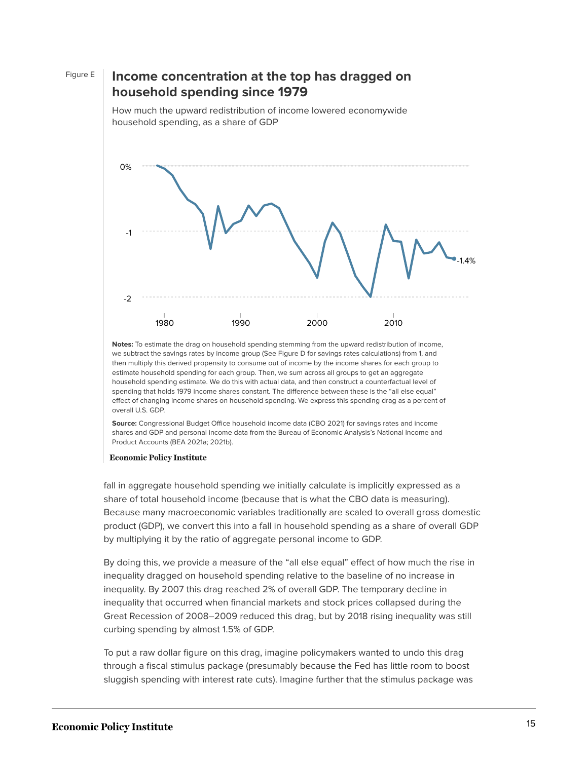Figure E

## Income concentration at the top has dragged on household spending since 1979

How much the upward redistribution of income lowered economywide household spending, as a share of GDP

**Notes:** To estimate the drag on household spending stemming from the upward redistribution of income, we subtract the savings rates by income group (See Figure D for savings rates calculations) from 1, and then multiply this derived propensity to consume out of income by the income shares for each group to estimate household spending for each group. Then, we sum across all groups to get an aggregate household spending estimate. We do this with actual data, and then construct a counterfactual level of spending that holds 1979 income shares constant. The difference between these is the "all else equal" effect of changing income shares on household spending. We express this spending drag as a percent of overall U.S. GDP.

**Source:** Congressional Budget Office household income data (CBO 2021) for savings rates and income shares and GDP and personal income data from the Bureau of Economic Analysis's National Income and Product Accounts (BEA 2021a; 2021b).

Economic Policy Institute

fall in aggregate household spending we initially calculate is implicitly expressed as a share of total household income (because that is what the CBO data is measuring). Because many macroeconomic variables traditionally are scaled to overall gross domestic product (GDP), we convert this into a fall in household spending as a share of overall GDP by multiplying it by the ratio of aggregate personal income to GDP.

By doing this, we provide a measure of the "all else equal" effect of how much the rise in inequality dragged on household spending relative to the baseline of no increase in inequality. By 2007 this drag reached 2% of overall GDP. The temporary decline in inequality that occurred when financial markets and stock prices collapsed during the Great Recession of 2008–2009 reduced this drag, but by 2018 rising inequality was still curbing spending by almost 1.5% of GDP.

To put a raw dollar figure on this drag, imagine policymakers wanted to undo this drag through a fiscal stimulus package (presumably because the Fed has little room to boost sluggish spending with interest rate cuts). Imagine further that the stimulus package was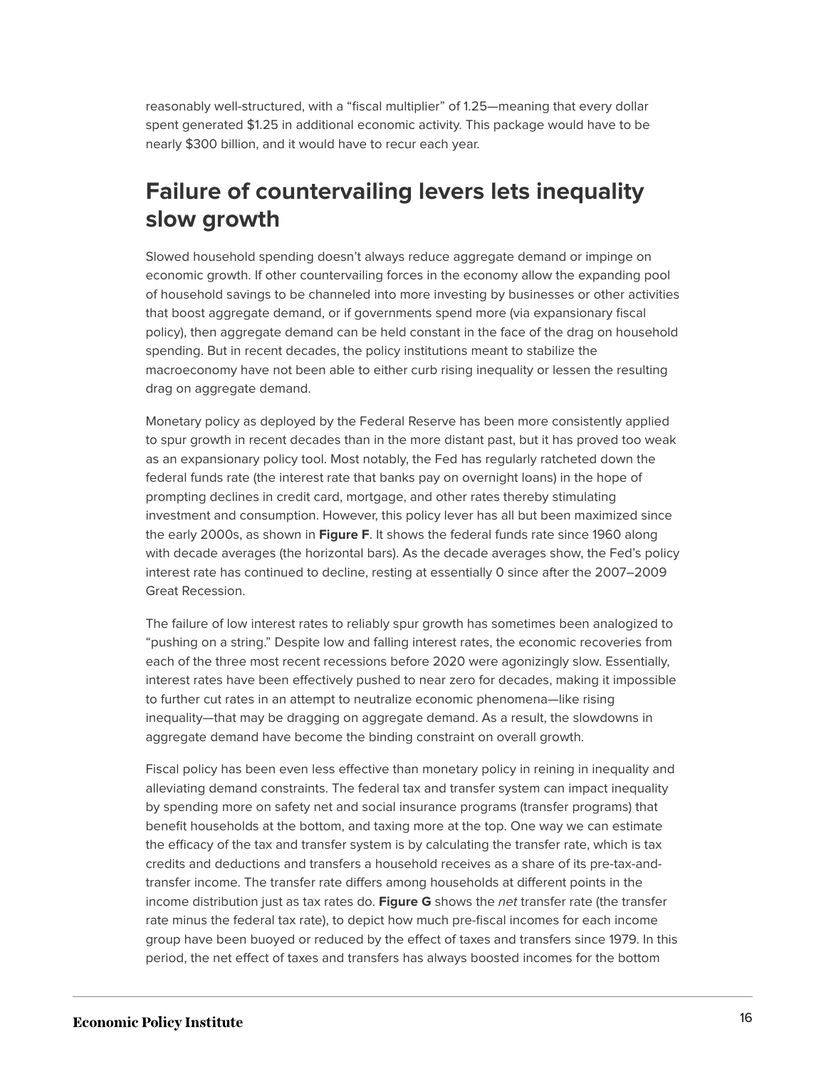reasonably well-structured, with a “fiscal multiplier” of 1.25—meaning that every dollar spent generated $1.25 in additional economic activity. This package would have to be nearly $300 billion, and it would have to recur each year.

## Failure of countervailing levers lets inequality slow growth

Slowed household spending doesn’t always reduce aggregate demand or impinge on economic growth. If other countervailing forces in the economy allow the expanding pool of household savings to be channeled into more investing by businesses or other activities that boost aggregate demand, or if governments spend more (via expansionary fiscal policy), then aggregate demand can be held constant in the face of the drag on household spending. But in recent decades, the policy institutions meant to stabilize the macroeconomy have not been able to either curb rising inequality or lessen the resulting drag on aggregate demand.

Monetary policy as deployed by the Federal Reserve has been more consistently applied to spur growth in recent decades than in the more distant past, but it has proved too weak as an expansionary policy tool. Most notably, the Fed has regularly ratcheted down the federal funds rate (the interest rate that banks pay on overnight loans) in the hope of prompting declines in credit card, mortgage, and other rates thereby stimulating investment and consumption. However, this policy lever has all but been maximized since the early 2000s, as shown in **Figure F**. It shows the federal funds rate since 1960 along with decade averages (the horizontal bars). As the decade averages show, the Fed’s policy interest rate has continued to decline, resting at essentially 0 since after the 2007–2009 Great Recession.

The failure of low interest rates to reliably spur growth has sometimes been analogized to “pushing on a string.” Despite low and falling interest rates, the economic recoveries from each of the three most recent recessions before 2020 were agonizingly slow. Essentially, interest rates have been effectively pushed to near zero for decades, making it impossible to further cut rates in an attempt to neutralize economic phenomena—like rising inequality—that may be dragging on aggregate demand. As a result, the slowdowns in aggregate demand have become the binding constraint on overall growth.

Fiscal policy has been even less effective than monetary policy in reining in inequality and alleviating demand constraints. The federal tax and transfer system can impact inequality by spending more on safety net and social insurance programs (transfer programs) that benefit households at the bottom, and taxing more at the top. One way we can estimate the efficacy of the tax and transfer system is by calculating the transfer rate, which is tax credits and deductions and transfers a household receives as a share of its pre-tax-and-transfer income. The transfer rate differs among households at different points in the income distribution just as tax rates do. **Figure G** shows the *net* transfer rate (the transfer rate minus the federal tax rate), to depict how much pre-fiscal incomes for each income group have been buoyed or reduced by the effect of taxes and transfers since 1979. In this period, the net effect of taxes and transfers has always boosted incomes for the bottom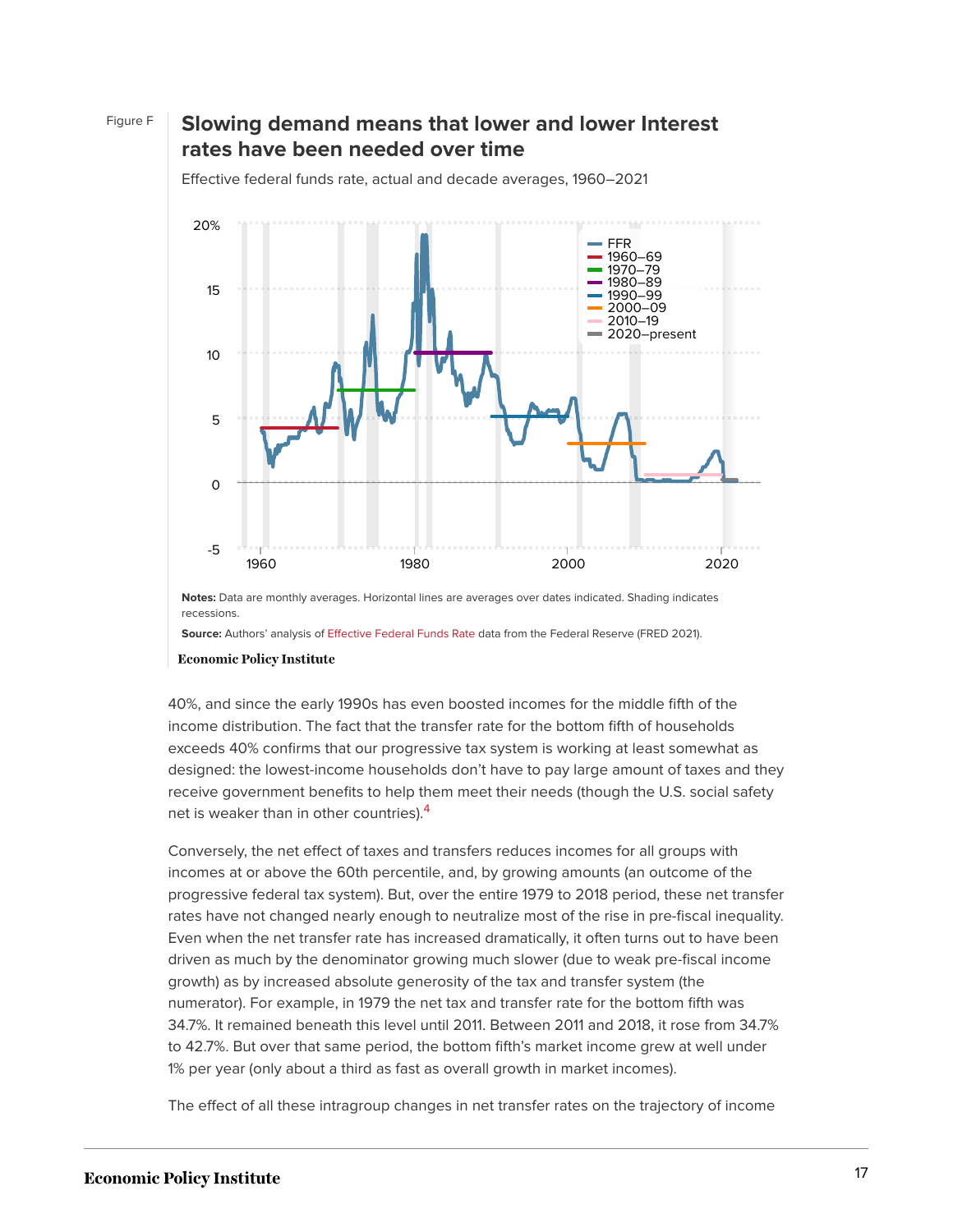Figure F

## Slowing demand means that lower and lower Interest rates have been needed over time

Effective federal funds rate, actual and decade averages, 1960–2021

20%
15
10
5
0
-5

1960
1980
2000
2020

FFR
1960–69
1970–79
1980–89
1990–99
2000–09
2010–19
2020–present

**Notes:** Data are monthly averages. Horizontal lines are averages over dates indicated. Shading indicates recessions.

**Source:** Authors' analysis of Effective Federal Funds Rate data from the Federal Reserve (FRED 2021).

Economic Policy Institute

40%, and since the early 1990s has even boosted incomes for the middle fifth of the income distribution. The fact that the transfer rate for the bottom fifth of households exceeds 40% confirms that our progressive tax system is working at least somewhat as designed: the lowest-income households don't have to pay large amount of taxes and they receive government benefits to help them meet their needs (though the U.S. social safety net is weaker than in other countries).[4]

Conversely, the net effect of taxes and transfers reduces incomes for all groups with incomes at or above the 60th percentile, and, by growing amounts (an outcome of the progressive federal tax system). But, over the entire 1979 to 2018 period, these net transfer rates have not changed nearly enough to neutralize most of the rise in pre-fiscal inequality. Even when the net transfer rate has increased dramatically, it often turns out to have been driven as much by the denominator growing much slower (due to weak pre-fiscal income growth) as by increased absolute generosity of the tax and transfer system (the numerator). For example, in 1979 the net tax and transfer rate for the bottom fifth was 34.7%. It remained beneath this level until 2011. Between 2011 and 2018, it rose from 34.7% to 42.7%. But over that same period, the bottom fifth's market income grew at well under 1% per year (only about a third as fast as overall growth in market incomes).

The effect of all these intragroup changes in net transfer rates on the trajectory of income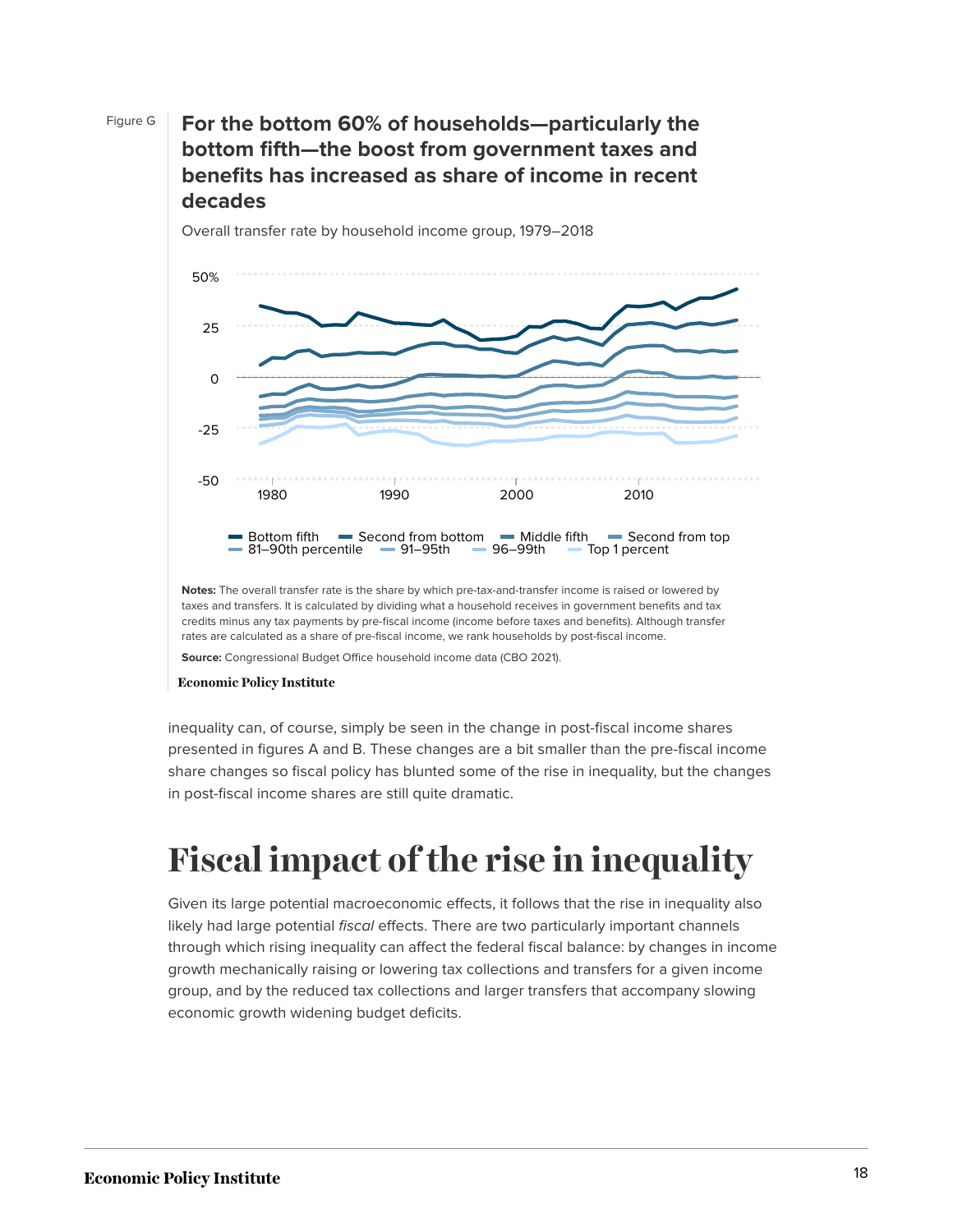Figure G

**For the bottom 60% of households—particularly the bottom fifth—the boost from government taxes and benefits has increased as share of income in recent decades**

Overall transfer rate by household income group, 1979–2018

50%
25
0
-25
-50

1980
1990
2000
2010

Bottom fifth
Second from bottom
Middle fifth
Second from top
81–90th percentile
91–95th
96–99th
Top 1 percent

**Notes:** The overall transfer rate is the share by which pre-tax-and-transfer income is raised or lowered by taxes and transfers. It is calculated by dividing what a household receives in government benefits and tax credits minus any tax payments by pre-fiscal income (income before taxes and benefits). Although transfer rates are calculated as a share of pre-fiscal income, we rank households by post-fiscal income.

**Source:** Congressional Budget Office household income data (CBO 2021).

**Economic Policy Institute**

inequality can, of course, simply be seen in the change in post-fiscal income shares presented in figures A and B. These changes are a bit smaller than the pre-fiscal income share changes so fiscal policy has blunted some of the rise in inequality, but the changes in post-fiscal income shares are still quite dramatic.

# Fiscal impact of the rise in inequality

Given its large potential macroeconomic effects, it follows that the rise in inequality also likely had large potential *fiscal* effects. There are two particularly important channels through which rising inequality can affect the federal fiscal balance: by changes in income growth mechanically raising or lowering tax collections and transfers for a given income group, and by the reduced tax collections and larger transfers that accompany slowing economic growth widening budget deficits.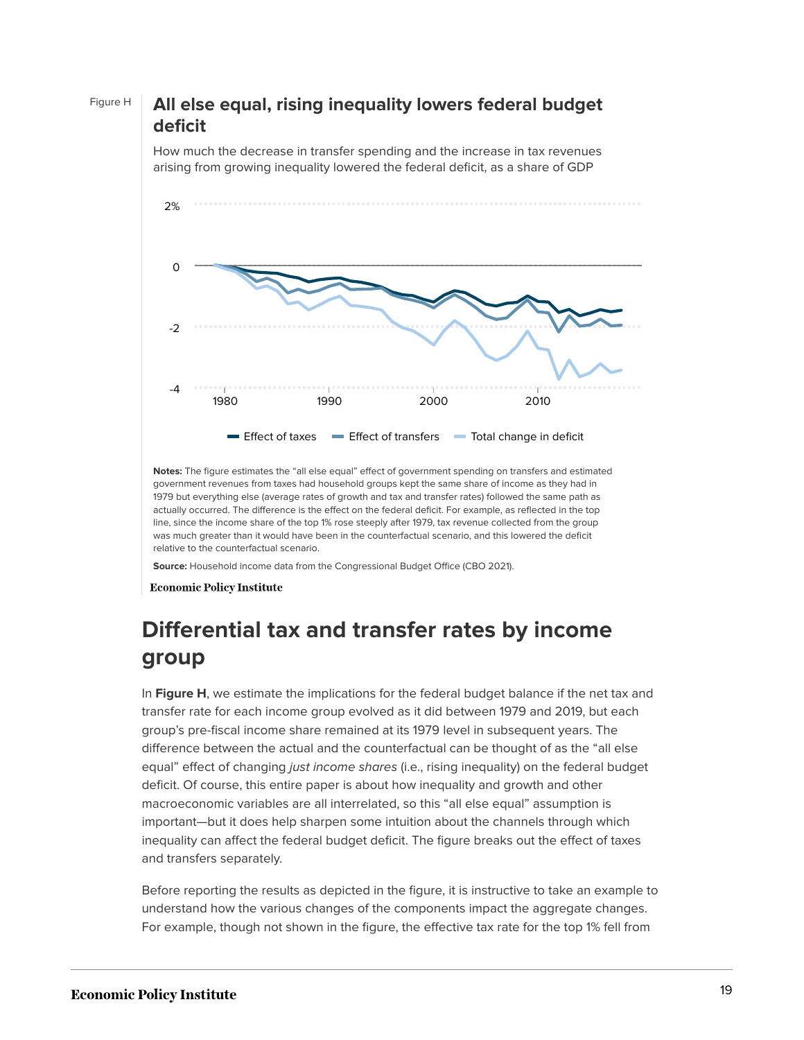Figure H

## All else equal, rising inequality lowers federal budget deficit

How much the decrease in transfer spending and the increase in tax revenues arising from growing inequality lowered the federal deficit, as a share of GDP

2%
0
-2
-4
1980
1990
2000
2010

Effect of taxes
Effect of transfers
Total change in deficit

**Notes:** The figure estimates the "all else equal" effect of government spending on transfers and estimated government revenues from taxes had household groups kept the same share of income as they had in 1979 but everything else (average rates of growth and tax and transfer rates) followed the same path as actually occurred. The difference is the effect on the federal deficit. For example, as reflected in the top line, since the income share of the top 1% rose steeply after 1979, tax revenue collected from the group was much greater than it would have been in the counterfactual scenario, and this lowered the deficit relative to the counterfactual scenario.

**Source:** Household income data from the Congressional Budget Office (CBO 2021).

Economic Policy Institute

## Differential tax and transfer rates by income group

In **Figure H**, we estimate the implications for the federal budget balance if the net tax and transfer rate for each income group evolved as it did between 1979 and 2019, but each group's pre-fiscal income share remained at its 1979 level in subsequent years. The difference between the actual and the counterfactual can be thought of as the "all else equal" effect of changing *just income shares* (i.e., rising inequality) on the federal budget deficit. Of course, this entire paper is about how inequality and growth and other macroeconomic variables are all interrelated, so this "all else equal" assumption is important—but it does help sharpen some intuition about the channels through which inequality can affect the federal budget deficit. The figure breaks out the effect of taxes and transfers separately.

Before reporting the results as depicted in the figure, it is instructive to take an example to understand how the various changes of the components impact the aggregate changes. For example, though not shown in the figure, the effective tax rate for the top 1% fell from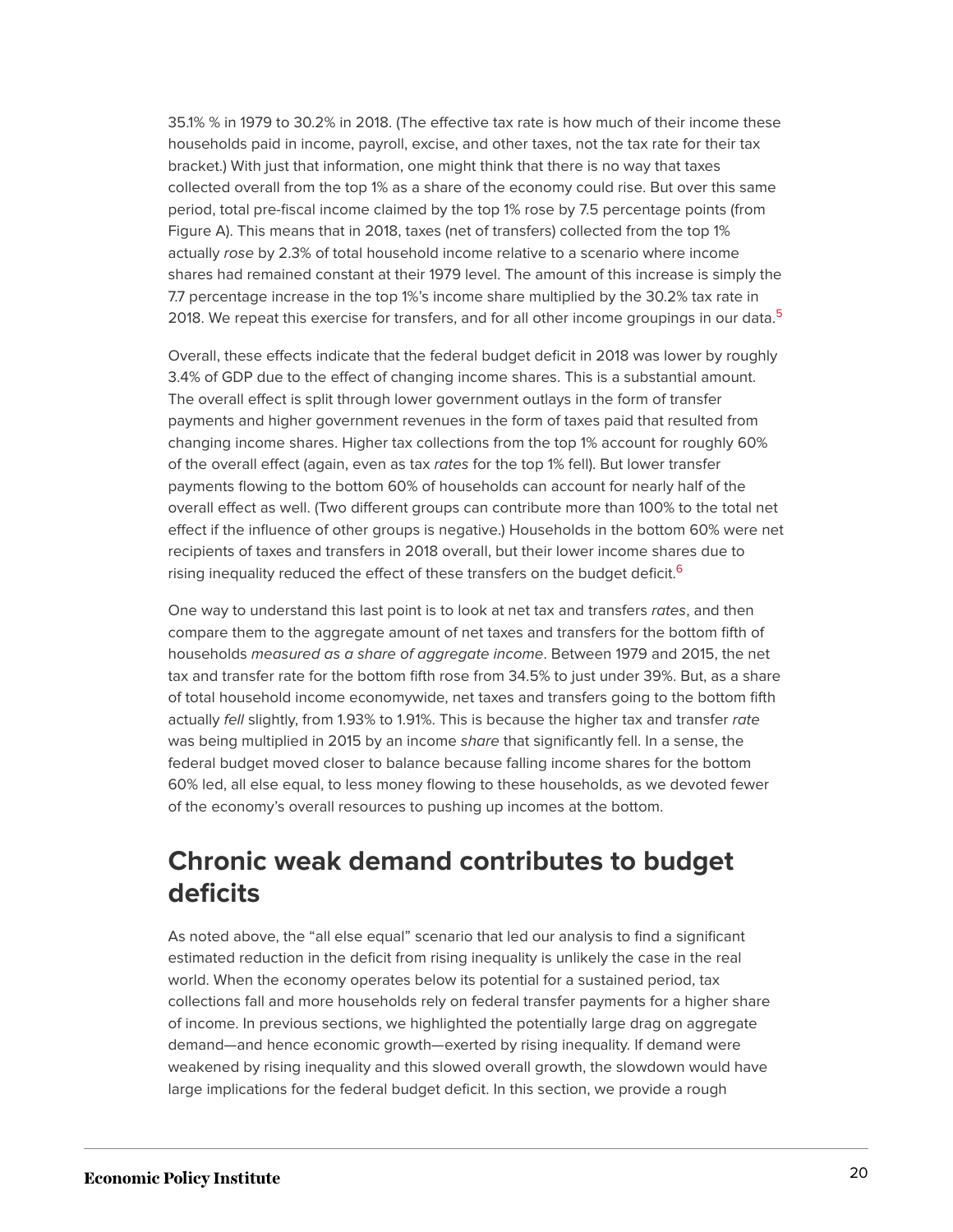35.1% % in 1979 to 30.2% in 2018. (The effective tax rate is how much of their income these households paid in income, payroll, excise, and other taxes, not the tax rate for their tax bracket.) With just that information, one might think that there is no way that taxes collected overall from the top 1% as a share of the economy could rise. But over this same period, total pre-fiscal income claimed by the top 1% rose by 7.5 percentage points (from Figure A). This means that in 2018, taxes (net of transfers) collected from the top 1% actually *rose* by 2.3% of total household income relative to a scenario where income shares had remained constant at their 1979 level. The amount of this increase is simply the 7.7 percentage increase in the top 1%'s income share multiplied by the 30.2% tax rate in 2018. We repeat this exercise for transfers, and for all other income groupings in our data.[5]

Overall, these effects indicate that the federal budget deficit in 2018 was lower by roughly 3.4% of GDP due to the effect of changing income shares. This is a substantial amount. The overall effect is split through lower government outlays in the form of transfer payments and higher government revenues in the form of taxes paid that resulted from changing income shares. Higher tax collections from the top 1% account for roughly 60% of the overall effect (again, even as tax *rates* for the top 1% fell). But lower transfer payments flowing to the bottom 60% of households can account for nearly half of the overall effect as well. (Two different groups can contribute more than 100% to the total net effect if the influence of other groups is negative.) Households in the bottom 60% were net recipients of taxes and transfers in 2018 overall, but their lower income shares due to rising inequality reduced the effect of these transfers on the budget deficit.[6]

One way to understand this last point is to look at net tax and transfers *rates*, and then compare them to the aggregate amount of net taxes and transfers for the bottom fifth of households *measured as a share of aggregate income*. Between 1979 and 2015, the net tax and transfer rate for the bottom fifth rose from 34.5% to just under 39%. But, as a share of total household income economywide, net taxes and transfers going to the bottom fifth actually *fell* slightly, from 1.93% to 1.91%. This is because the higher tax and transfer *rate* was being multiplied in 2015 by an income *share* that significantly fell. In a sense, the federal budget moved closer to balance because falling income shares for the bottom 60% led, all else equal, to less money flowing to these households, as we devoted fewer of the economy's overall resources to pushing up incomes at the bottom.

## Chronic weak demand contributes to budget deficits

As noted above, the "all else equal" scenario that led our analysis to find a significant estimated reduction in the deficit from rising inequality is unlikely the case in the real world. When the economy operates below its potential for a sustained period, tax collections fall and more households rely on federal transfer payments for a higher share of income. In previous sections, we highlighted the potentially large drag on aggregate demand—and hence economic growth—exerted by rising inequality. If demand were weakened by rising inequality and this slowed overall growth, the slowdown would have large implications for the federal budget deficit. In this section, we provide a rough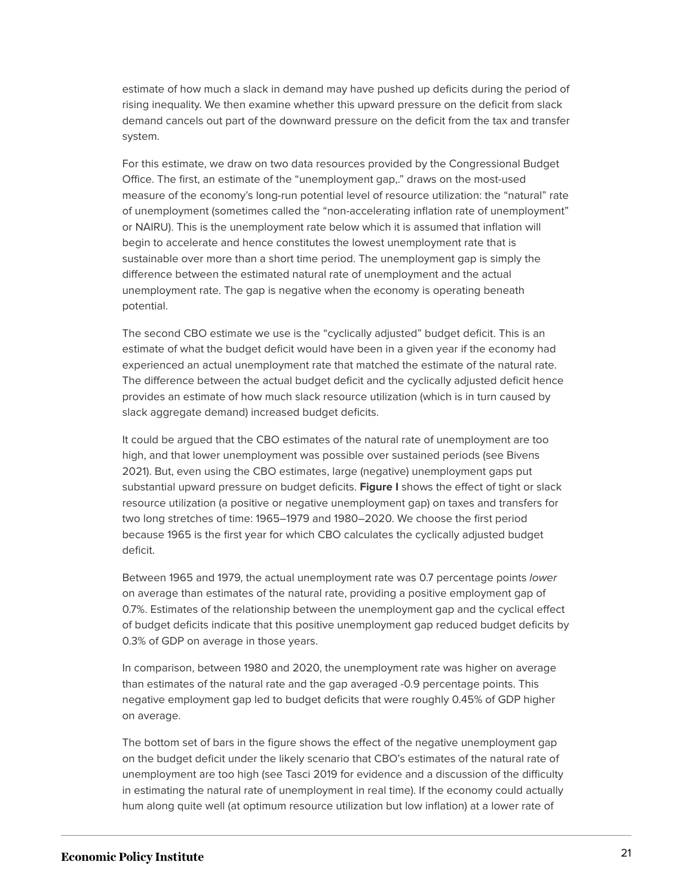estimate of how much a slack in demand may have pushed up deficits during the period of rising inequality. We then examine whether this upward pressure on the deficit from slack demand cancels out part of the downward pressure on the deficit from the tax and transfer system.

For this estimate, we draw on two data resources provided by the Congressional Budget Office. The first, an estimate of the "unemployment gap,." draws on the most-used measure of the economy's long-run potential level of resource utilization: the "natural" rate of unemployment (sometimes called the "non-accelerating inflation rate of unemployment" or NAIRU). This is the unemployment rate below which it is assumed that inflation will begin to accelerate and hence constitutes the lowest unemployment rate that is sustainable over more than a short time period. The unemployment gap is simply the difference between the estimated natural rate of unemployment and the actual unemployment rate. The gap is negative when the economy is operating beneath potential.

The second CBO estimate we use is the "cyclically adjusted" budget deficit. This is an estimate of what the budget deficit would have been in a given year if the economy had experienced an actual unemployment rate that matched the estimate of the natural rate. The difference between the actual budget deficit and the cyclically adjusted deficit hence provides an estimate of how much slack resource utilization (which is in turn caused by slack aggregate demand) increased budget deficits.

It could be argued that the CBO estimates of the natural rate of unemployment are too high, and that lower unemployment was possible over sustained periods (see Bivens 2021). But, even using the CBO estimates, large (negative) unemployment gaps put substantial upward pressure on budget deficits. **Figure I** shows the effect of tight or slack resource utilization (a positive or negative unemployment gap) on taxes and transfers for two long stretches of time: 1965–1979 and 1980–2020. We choose the first period because 1965 is the first year for which CBO calculates the cyclically adjusted budget deficit.

Between 1965 and 1979, the actual unemployment rate was 0.7 percentage points *lower* on average than estimates of the natural rate, providing a positive employment gap of 0.7%. Estimates of the relationship between the unemployment gap and the cyclical effect of budget deficits indicate that this positive unemployment gap reduced budget deficits by 0.3% of GDP on average in those years.

In comparison, between 1980 and 2020, the unemployment rate was higher on average than estimates of the natural rate and the gap averaged -0.9 percentage points. This negative employment gap led to budget deficits that were roughly 0.45% of GDP higher on average.

The bottom set of bars in the figure shows the effect of the negative unemployment gap on the budget deficit under the likely scenario that CBO's estimates of the natural rate of unemployment are too high (see Tasci 2019 for evidence and a discussion of the difficulty in estimating the natural rate of unemployment in real time). If the economy could actually hum along quite well (at optimum resource utilization but low inflation) at a lower rate of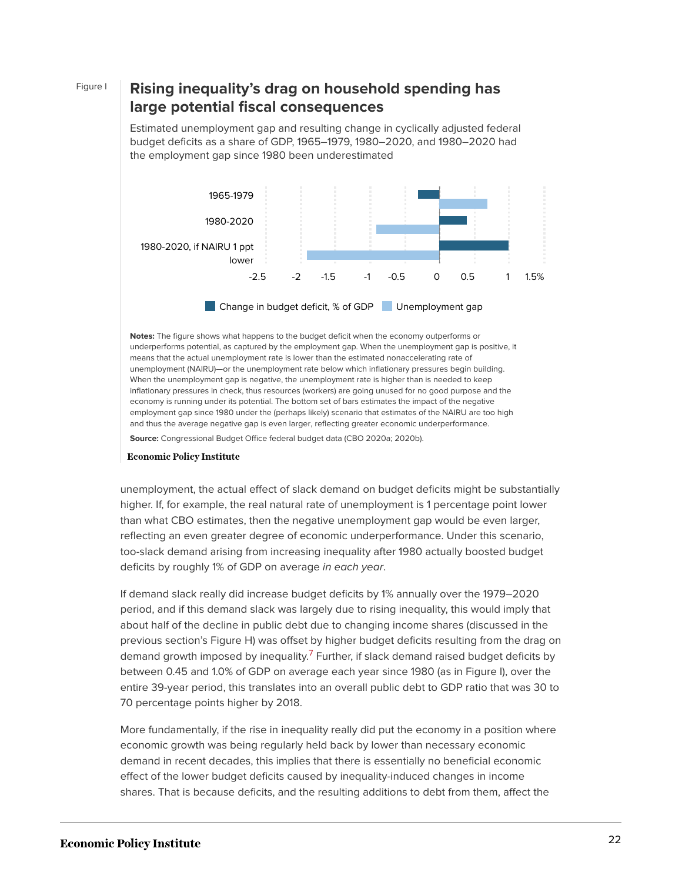Figure I

## Rising inequality's drag on household spending has large potential fiscal consequences

Estimated unemployment gap and resulting change in cyclically adjusted federal budget deficits as a share of GDP, 1965–1979, 1980–2020, and 1980–2020 had the employment gap since 1980 been underestimated

1965-1979

1980-2020

1980-2020, if NAIRU 1 ppt lower

-2.5 -2 -1.5 -1 -0.5 0 0.5 1 1.5%

Change in budget deficit, % of GDP

Unemployment gap

**Notes:** The figure shows what happens to the budget deficit when the economy outperforms or underperforms potential, as captured by the employment gap. When the unemployment gap is positive, it means that the actual unemployment rate is lower than the estimated nonaccelerating rate of unemployment (NAIRU)—or the unemployment rate below which inflationary pressures begin building. When the unemployment gap is negative, the unemployment rate is higher than is needed to keep inflationary pressures in check, thus resources (workers) are going unused for no good purpose and the economy is running under its potential. The bottom set of bars estimates the impact of the negative employment gap since 1980 under the (perhaps likely) scenario that estimates of the NAIRU are too high and thus the average negative gap is even larger, reflecting greater economic underperformance.

**Source:** Congressional Budget Office federal budget data (CBO 2020a; 2020b).

**Economic Policy Institute**

unemployment, the actual effect of slack demand on budget deficits might be substantially higher. If, for example, the real natural rate of unemployment is 1 percentage point lower than what CBO estimates, then the negative unemployment gap would be even larger, reflecting an even greater degree of economic underperformance. Under this scenario, too-slack demand arising from increasing inequality after 1980 actually boosted budget deficits by roughly 1% of GDP on average *in each year*.

If demand slack really did increase budget deficits by 1% annually over the 1979–2020 period, and if this demand slack was largely due to rising inequality, this would imply that about half of the decline in public debt due to changing income shares (discussed in the previous section's Figure H) was offset by higher budget deficits resulting from the drag on demand growth imposed by inequality.[7] Further, if slack demand raised budget deficits by between 0.45 and 1.0% of GDP on average each year since 1980 (as in Figure I), over the entire 39-year period, this translates into an overall public debt to GDP ratio that was 30 to 70 percentage points higher by 2018.

More fundamentally, if the rise in inequality really did put the economy in a position where economic growth was being regularly held back by lower than necessary economic demand in recent decades, this implies that there is essentially no beneficial economic effect of the lower budget deficits caused by inequality-induced changes in income shares. That is because deficits, and the resulting additions to debt from them, affect the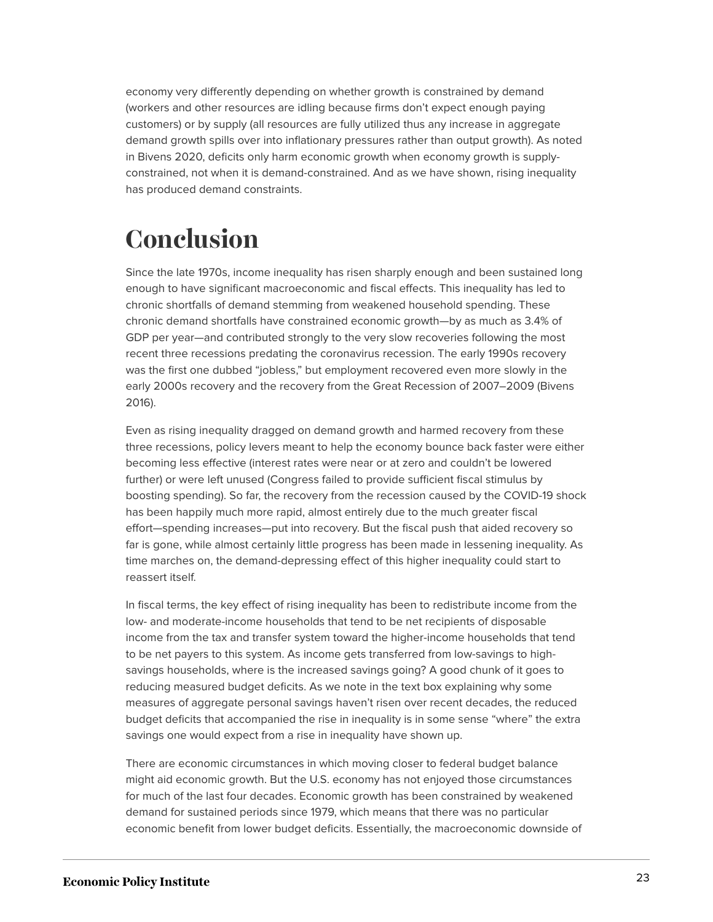economy very differently depending on whether growth is constrained by demand (workers and other resources are idling because firms don't expect enough paying customers) or by supply (all resources are fully utilized thus any increase in aggregate demand growth spills over into inflationary pressures rather than output growth). As noted in Bivens 2020, deficits only harm economic growth when economy growth is supply-constrained, not when it is demand-constrained. And as we have shown, rising inequality has produced demand constraints.

# Conclusion

Since the late 1970s, income inequality has risen sharply enough and been sustained long enough to have significant macroeconomic and fiscal effects. This inequality has led to chronic shortfalls of demand stemming from weakened household spending. These chronic demand shortfalls have constrained economic growth—by as much as 3.4% of GDP per year—and contributed strongly to the very slow recoveries following the most recent three recessions predating the coronavirus recession. The early 1990s recovery was the first one dubbed "jobless," but employment recovered even more slowly in the early 2000s recovery and the recovery from the Great Recession of 2007–2009 (Bivens 2016).

Even as rising inequality dragged on demand growth and harmed recovery from these three recessions, policy levers meant to help the economy bounce back faster were either becoming less effective (interest rates were near or at zero and couldn't be lowered further) or were left unused (Congress failed to provide sufficient fiscal stimulus by boosting spending). So far, the recovery from the recession caused by the COVID-19 shock has been happily much more rapid, almost entirely due to the much greater fiscal effort—spending increases—put into recovery. But the fiscal push that aided recovery so far is gone, while almost certainly little progress has been made in lessening inequality. As time marches on, the demand-depressing effect of this higher inequality could start to reassert itself.

In fiscal terms, the key effect of rising inequality has been to redistribute income from the low- and moderate-income households that tend to be net recipients of disposable income from the tax and transfer system toward the higher-income households that tend to be net payers to this system. As income gets transferred from low-savings to high-savings households, where is the increased savings going? A good chunk of it goes to reducing measured budget deficits. As we note in the text box explaining why some measures of aggregate personal savings haven't risen over recent decades, the reduced budget deficits that accompanied the rise in inequality is in some sense "where" the extra savings one would expect from a rise in inequality have shown up.

There are economic circumstances in which moving closer to federal budget balance might aid economic growth. But the U.S. economy has not enjoyed those circumstances for much of the last four decades. Economic growth has been constrained by weakened demand for sustained periods since 1979, which means that there was no particular economic benefit from lower budget deficits. Essentially, the macroeconomic downside of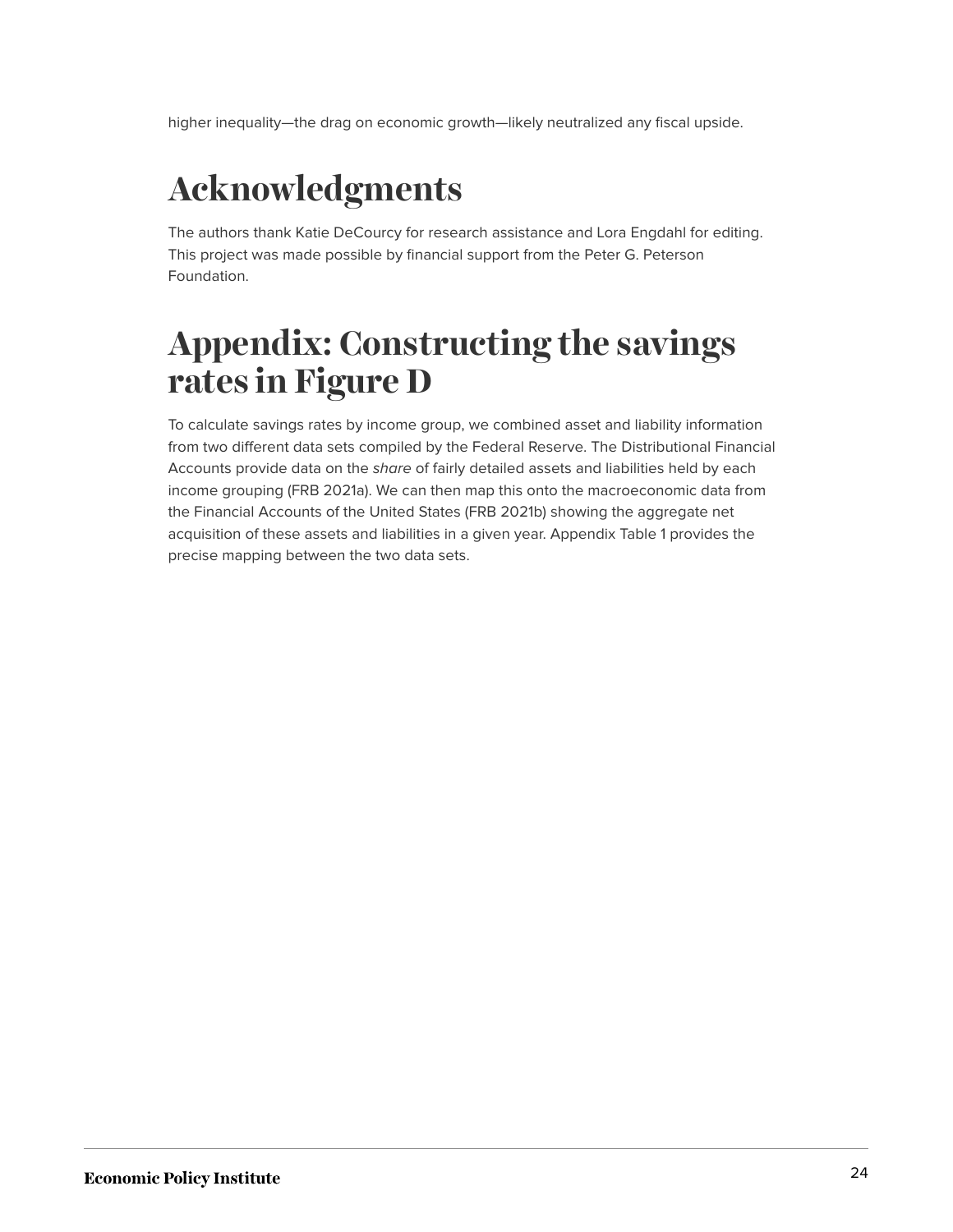higher inequality—the drag on economic growth—likely neutralized any fiscal upside.

# Acknowledgments

The authors thank Katie DeCourcy for research assistance and Lora Engdahl for editing. This project was made possible by financial support from the Peter G. Peterson Foundation.

# Appendix: Constructing the savings rates in Figure D

To calculate savings rates by income group, we combined asset and liability information from two different data sets compiled by the Federal Reserve. The Distributional Financial Accounts provide data on the *share* of fairly detailed assets and liabilities held by each income grouping (FRB 2021a). We can then map this onto the macroeconomic data from the Financial Accounts of the United States (FRB 2021b) showing the aggregate net acquisition of these assets and liabilities in a given year. Appendix Table 1 provides the precise mapping between the two data sets.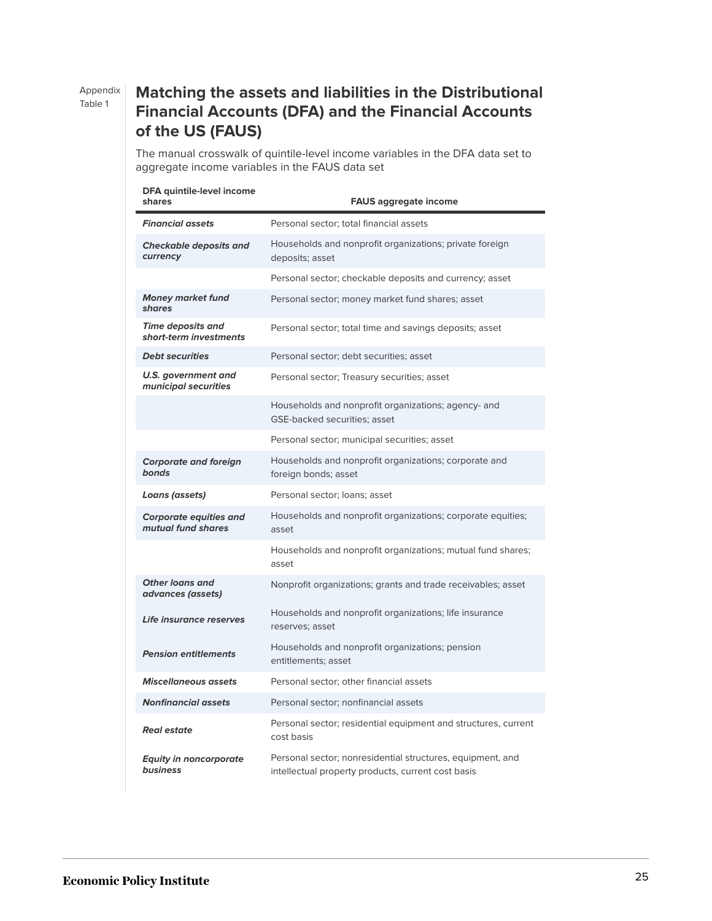Appendix Table 1

## Matching the assets and liabilities in the Distributional Financial Accounts (DFA) and the Financial Accounts of the US (FAUS)

The manual crosswalk of quintile-level income variables in the DFA data set to aggregate income variables in the FAUS data set

| DFA quintile-level income shares | FAUS aggregate income |
|---|---|
| ***Financial assets*** | Personal sector; total financial assets |
| ***Checkable deposits and currency*** | Households and nonprofit organizations; private foreign deposits; asset |
| | Personal sector; checkable deposits and currency; asset |
| ***Money market fund shares*** | Personal sector; money market fund shares; asset |
| ***Time deposits and short-term investments*** | Personal sector; total time and savings deposits; asset |
| ***Debt securities*** | Personal sector; debt securities; asset |
| ***U.S. government and municipal securities*** | Personal sector; Treasury securities; asset |
| | Households and nonprofit organizations; agency- and GSE-backed securities; asset |
| | Personal sector; municipal securities; asset |
| ***Corporate and foreign bonds*** | Households and nonprofit organizations; corporate and foreign bonds; asset |
| ***Loans (assets)*** | Personal sector; loans; asset |
| ***Corporate equities and mutual fund shares*** | Households and nonprofit organizations; corporate equities; asset |
| | Households and nonprofit organizations; mutual fund shares; asset |
| ***Other loans and advances (assets)*** | Nonprofit organizations; grants and trade receivables; asset |
| ***Life insurance reserves*** | Households and nonprofit organizations; life insurance reserves; asset |
| ***Pension entitlements*** | Households and nonprofit organizations; pension entitlements; asset |
| ***Miscellaneous assets*** | Personal sector; other financial assets |
| ***Nonfinancial assets*** | Personal sector; nonfinancial assets |
| ***Real estate*** | Personal sector; residential equipment and structures, current cost basis |
| ***Equity in noncorporate business*** | Personal sector; nonresidential structures, equipment, and intellectual property products, current cost basis |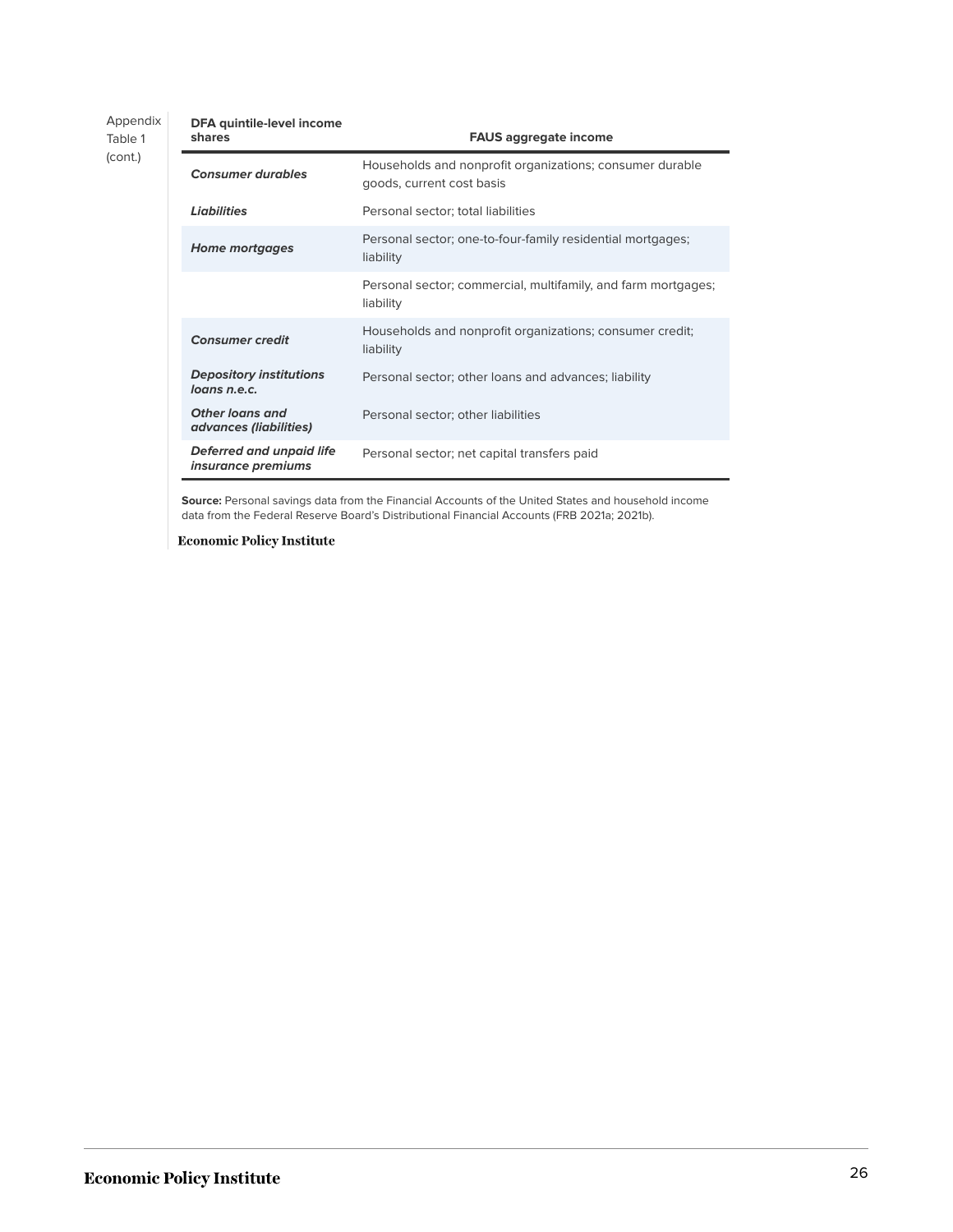Appendix Table 1 (cont.)

| DFA quintile-level income shares | FAUS aggregate income |
| --- | --- |
| ***Consumer durables*** | Households and nonprofit organizations; consumer durable goods, current cost basis |
| ***Liabilities*** | Personal sector; total liabilities |
| ***Home mortgages*** | Personal sector; one-to-four-family residential mortgages; liability |
| | Personal sector; commercial, multifamily, and farm mortgages; liability |
| ***Consumer credit*** | Households and nonprofit organizations; consumer credit; liability |
| ***Depository institutions loans n.e.c.*** | Personal sector; other loans and advances; liability |
| ***Other loans and advances (liabilities)*** | Personal sector; other liabilities |
| ***Deferred and unpaid life insurance premiums*** | Personal sector; net capital transfers paid |

**Source:** Personal savings data from the Financial Accounts of the United States and household income data from the Federal Reserve Board's Distributional Financial Accounts (FRB 2021a; 2021b).

Economic Policy Institute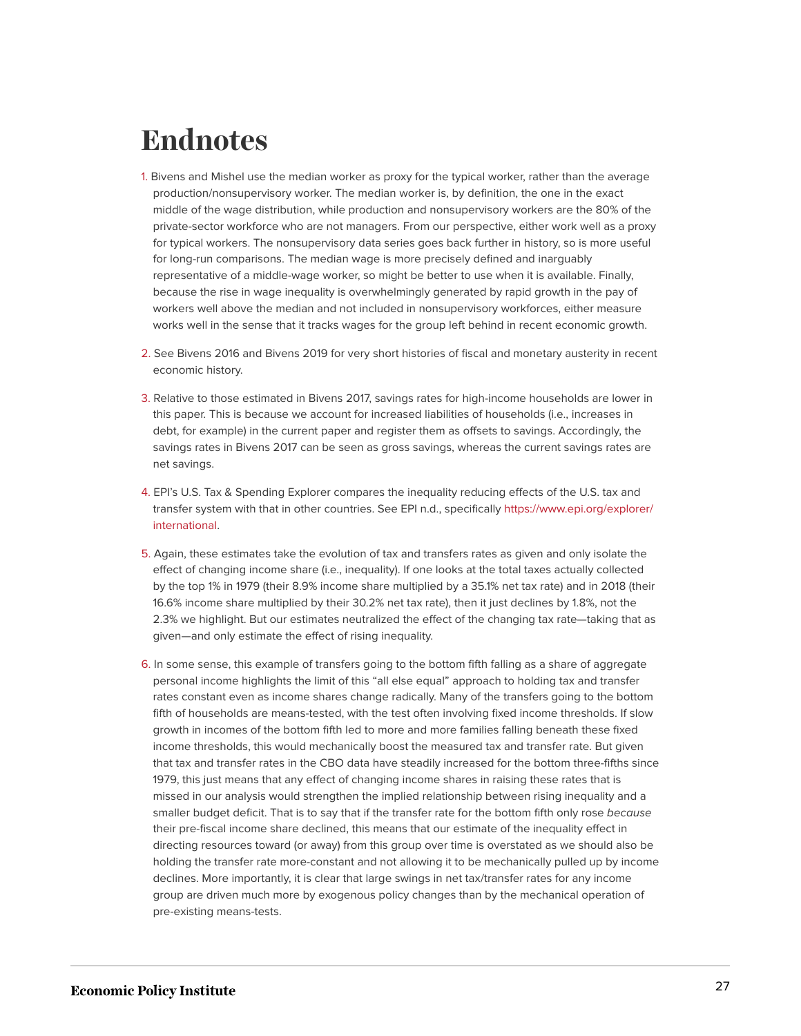# Endnotes

1. Bivens and Mishel use the median worker as proxy for the typical worker, rather than the average production/nonsupervisory worker. The median worker is, by definition, the one in the exact middle of the wage distribution, while production and nonsupervisory workers are the 80% of the private-sector workforce who are not managers. From our perspective, either work well as a proxy for typical workers. The nonsupervisory data series goes back further in history, so is more useful for long-run comparisons. The median wage is more precisely defined and inarguably representative of a middle-wage worker, so might be better to use when it is available. Finally, because the rise in wage inequality is overwhelmingly generated by rapid growth in the pay of workers well above the median and not included in nonsupervisory workforces, either measure works well in the sense that it tracks wages for the group left behind in recent economic growth.

2. See Bivens 2016 and Bivens 2019 for very short histories of fiscal and monetary austerity in recent economic history.

3. Relative to those estimated in Bivens 2017, savings rates for high-income households are lower in this paper. This is because we account for increased liabilities of households (i.e., increases in debt, for example) in the current paper and register them as offsets to savings. Accordingly, the savings rates in Bivens 2017 can be seen as gross savings, whereas the current savings rates are net savings.

4. EPI's U.S. Tax & Spending Explorer compares the inequality reducing effects of the U.S. tax and transfer system with that in other countries. See EPI n.d., specifically https://www.epi.org/explorer/international.

5. Again, these estimates take the evolution of tax and transfers rates as given and only isolate the effect of changing income share (i.e., inequality). If one looks at the total taxes actually collected by the top 1% in 1979 (their 8.9% income share multiplied by a 35.1% net tax rate) and in 2018 (their 16.6% income share multiplied by their 30.2% net tax rate), then it just declines by 1.8%, not the 2.3% we highlight. But our estimates neutralized the effect of the changing tax rate—taking that as given—and only estimate the effect of rising inequality.

6. In some sense, this example of transfers going to the bottom fifth falling as a share of aggregate personal income highlights the limit of this "all else equal" approach to holding tax and transfer rates constant even as income shares change radically. Many of the transfers going to the bottom fifth of households are means-tested, with the test often involving fixed income thresholds. If slow growth in incomes of the bottom fifth led to more and more families falling beneath these fixed income thresholds, this would mechanically boost the measured tax and transfer rate. But given that tax and transfer rates in the CBO data have steadily increased for the bottom three-fifths since 1979, this just means that any effect of changing income shares in raising these rates that is missed in our analysis would strengthen the implied relationship between rising inequality and a smaller budget deficit. That is to say that if the transfer rate for the bottom fifth only rose *because* their pre-fiscal income share declined, this means that our estimate of the inequality effect in directing resources toward (or away) from this group over time is overstated as we should also be holding the transfer rate more-constant and not allowing it to be mechanically pulled up by income declines. More importantly, it is clear that large swings in net tax/transfer rates for any income group are driven much more by exogenous policy changes than by the mechanical operation of pre-existing means-tests.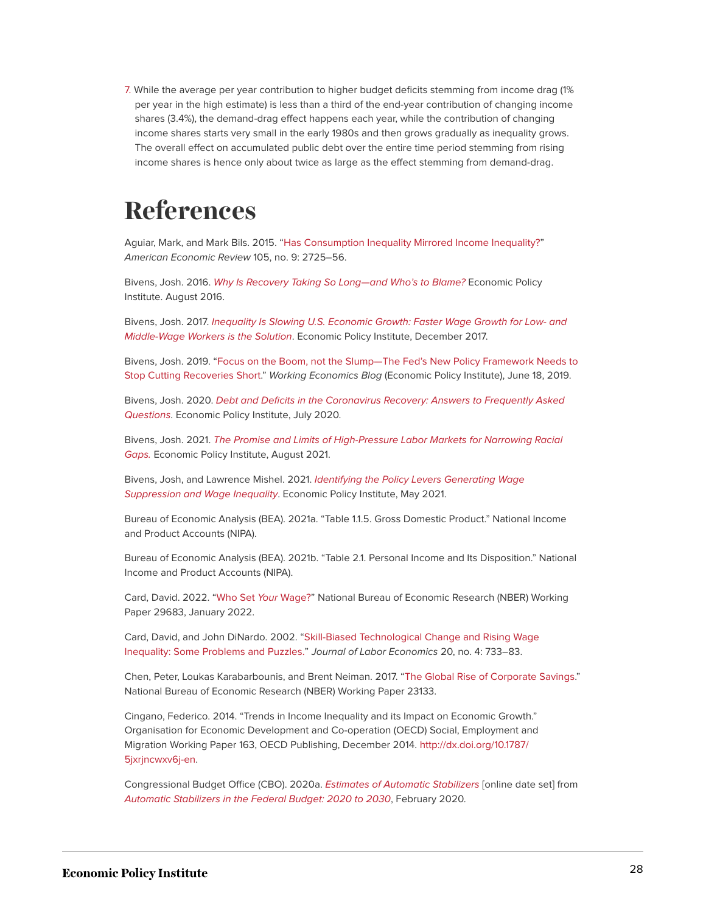7. While the average per year contribution to higher budget deficits stemming from income drag (1% per year in the high estimate) is less than a third of the end-year contribution of changing income shares (3.4%), the demand-drag effect happens each year, while the contribution of changing income shares starts very small in the early 1980s and then grows gradually as inequality grows. The overall effect on accumulated public debt over the entire time period stemming from rising income shares is hence only about twice as large as the effect stemming from demand-drag.

# References

Aguiar, Mark, and Mark Bils. 2015. "Has Consumption Inequality Mirrored Income Inequality?" *American Economic Review* 105, no. 9: 2725–56.

Bivens, Josh. 2016. *Why Is Recovery Taking So Long—and Who's to Blame?* Economic Policy Institute. August 2016.

Bivens, Josh. 2017. *Inequality Is Slowing U.S. Economic Growth: Faster Wage Growth for Low- and Middle-Wage Workers is the Solution*. Economic Policy Institute, December 2017.

Bivens, Josh. 2019. "Focus on the Boom, not the Slump—The Fed's New Policy Framework Needs to Stop Cutting Recoveries Short." *Working Economics Blog* (Economic Policy Institute), June 18, 2019.

Bivens, Josh. 2020. *Debt and Deficits in the Coronavirus Recovery: Answers to Frequently Asked Questions*. Economic Policy Institute, July 2020.

Bivens, Josh. 2021. *The Promise and Limits of High-Pressure Labor Markets for Narrowing Racial Gaps.* Economic Policy Institute, August 2021.

Bivens, Josh, and Lawrence Mishel. 2021. *Identifying the Policy Levers Generating Wage Suppression and Wage Inequality*. Economic Policy Institute, May 2021.

Bureau of Economic Analysis (BEA). 2021a. "Table 1.1.5. Gross Domestic Product." National Income and Product Accounts (NIPA).

Bureau of Economic Analysis (BEA). 2021b. "Table 2.1. Personal Income and Its Disposition." National Income and Product Accounts (NIPA).

Card, David. 2022. "Who Set *Your* Wage?" National Bureau of Economic Research (NBER) Working Paper 29683, January 2022.

Card, David, and John DiNardo. 2002. "Skill-Biased Technological Change and Rising Wage Inequality: Some Problems and Puzzles." *Journal of Labor Economics* 20, no. 4: 733–83.

Chen, Peter, Loukas Karabarbounis, and Brent Neiman. 2017. "The Global Rise of Corporate Savings." National Bureau of Economic Research (NBER) Working Paper 23133.

Cingano, Federico. 2014. "Trends in Income Inequality and its Impact on Economic Growth." Organisation for Economic Development and Co-operation (OECD) Social, Employment and Migration Working Paper 163, OECD Publishing, December 2014. http://dx.doi.org/10.1787/5jxrjncwxv6j-en.

Congressional Budget Office (CBO). 2020a. *Estimates of Automatic Stabilizers* [online date set] from *Automatic Stabilizers in the Federal Budget: 2020 to 2030*, February 2020.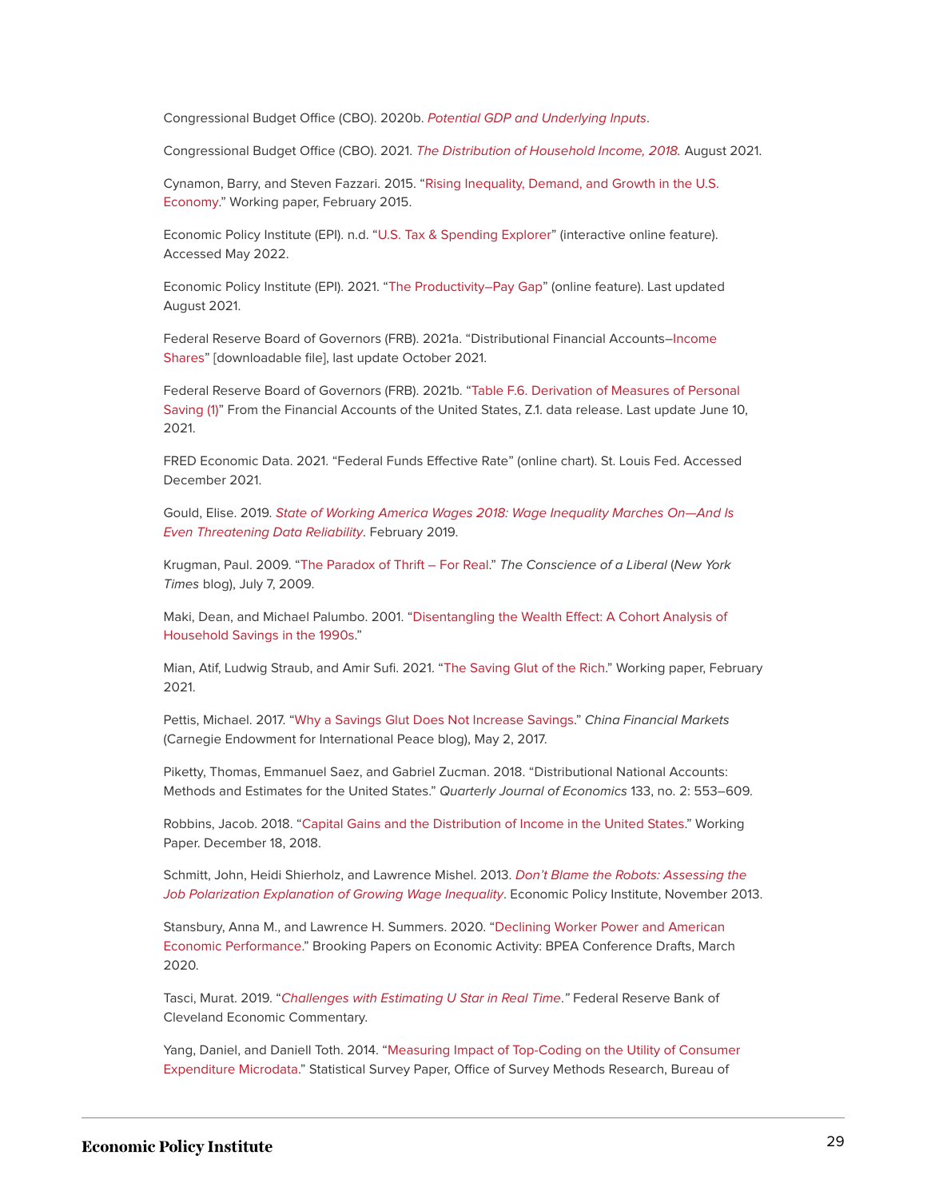Congressional Budget Office (CBO). 2020b. *Potential GDP and Underlying Inputs*.

Congressional Budget Office (CBO). 2021. *The Distribution of Household Income, 2018.* August 2021.

Cynamon, Barry, and Steven Fazzari. 2015. "Rising Inequality, Demand, and Growth in the U.S. Economy." Working paper, February 2015.

Economic Policy Institute (EPI). n.d. "U.S. Tax & Spending Explorer" (interactive online feature). Accessed May 2022.

Economic Policy Institute (EPI). 2021. "The Productivity–Pay Gap" (online feature). Last updated August 2021.

Federal Reserve Board of Governors (FRB). 2021a. "Distributional Financial Accounts–Income Shares" [downloadable file], last update October 2021.

Federal Reserve Board of Governors (FRB). 2021b. "Table F.6. Derivation of Measures of Personal Saving (1)" From the Financial Accounts of the United States, Z.1. data release. Last update June 10, 2021.

FRED Economic Data. 2021. "Federal Funds Effective Rate" (online chart). St. Louis Fed. Accessed December 2021.

Gould, Elise. 2019. *State of Working America Wages 2018: Wage Inequality Marches On—And Is Even Threatening Data Reliability*. February 2019.

Krugman, Paul. 2009. "The Paradox of Thrift – For Real." *The Conscience of a Liberal* (*New York Times* blog), July 7, 2009.

Maki, Dean, and Michael Palumbo. 2001. "Disentangling the Wealth Effect: A Cohort Analysis of Household Savings in the 1990s."

Mian, Atif, Ludwig Straub, and Amir Sufi. 2021. "The Saving Glut of the Rich." Working paper, February 2021.

Pettis, Michael. 2017. "Why a Savings Glut Does Not Increase Savings." *China Financial Markets* (Carnegie Endowment for International Peace blog), May 2, 2017.

Piketty, Thomas, Emmanuel Saez, and Gabriel Zucman. 2018. "Distributional National Accounts: Methods and Estimates for the United States." *Quarterly Journal of Economics* 133, no. 2: 553–609.

Robbins, Jacob. 2018. "Capital Gains and the Distribution of Income in the United States." Working Paper. December 18, 2018.

Schmitt, John, Heidi Shierholz, and Lawrence Mishel. 2013. *Don't Blame the Robots: Assessing the Job Polarization Explanation of Growing Wage Inequality*. Economic Policy Institute, November 2013.

Stansbury, Anna M., and Lawrence H. Summers. 2020. "Declining Worker Power and American Economic Performance." Brooking Papers on Economic Activity: BPEA Conference Drafts, March 2020.

Tasci, Murat. 2019. "*Challenges with Estimating U Star in Real Time*." Federal Reserve Bank of Cleveland Economic Commentary.

Yang, Daniel, and Daniell Toth. 2014. "Measuring Impact of Top-Coding on the Utility of Consumer Expenditure Microdata." Statistical Survey Paper, Office of Survey Methods Research, Bureau of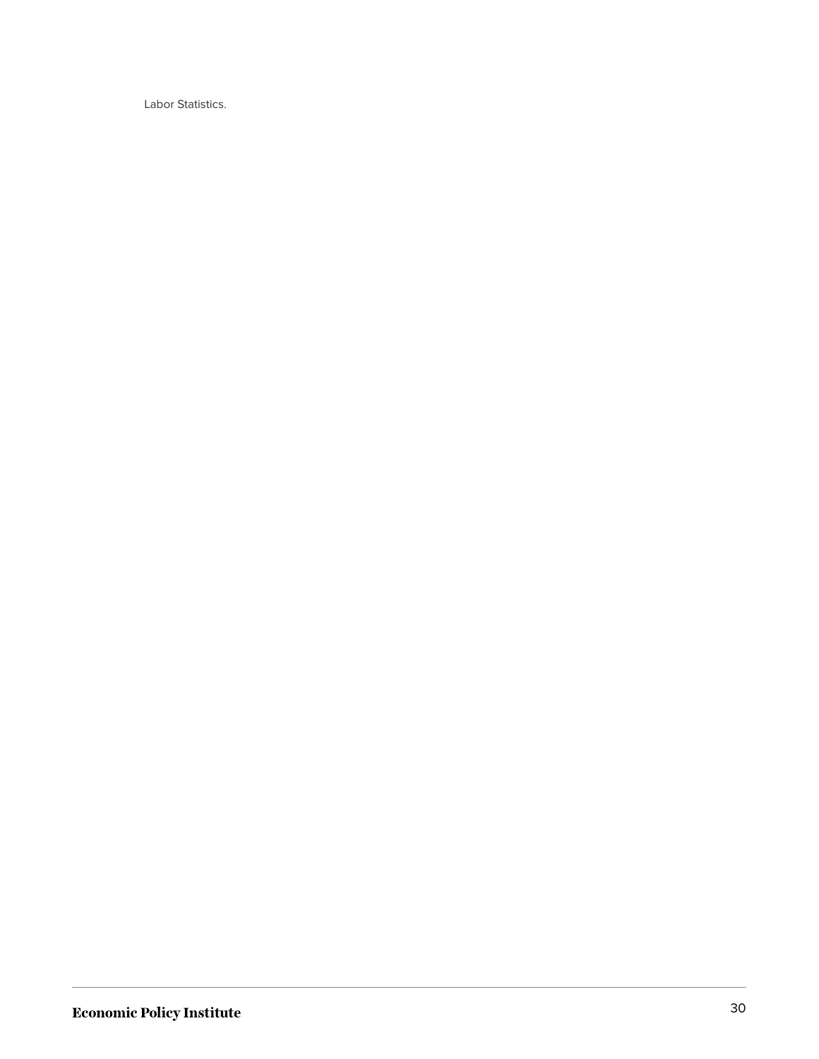Labor Statistics.